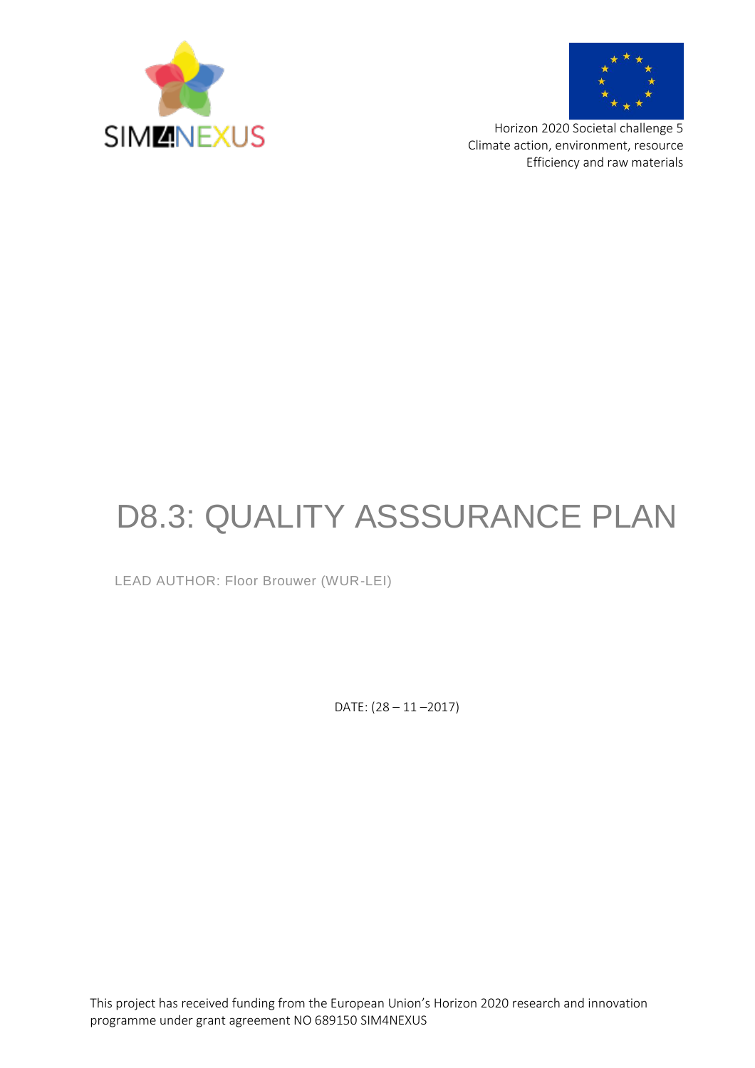SIM4NEXUS

Horizon 2020 Societal challenge 5
Climate action, environment, resource
Efficiency and raw materials

# D8.3: QUALITY ASSSURANCE PLAN

LEAD AUTHOR: Floor Brouwer (WUR-LEI)

DATE: (28 – 11 –2017)

This project has received funding from the European Union's Horizon 2020 research and innovation programme under grant agreement NO 689150 SIM4NEXUS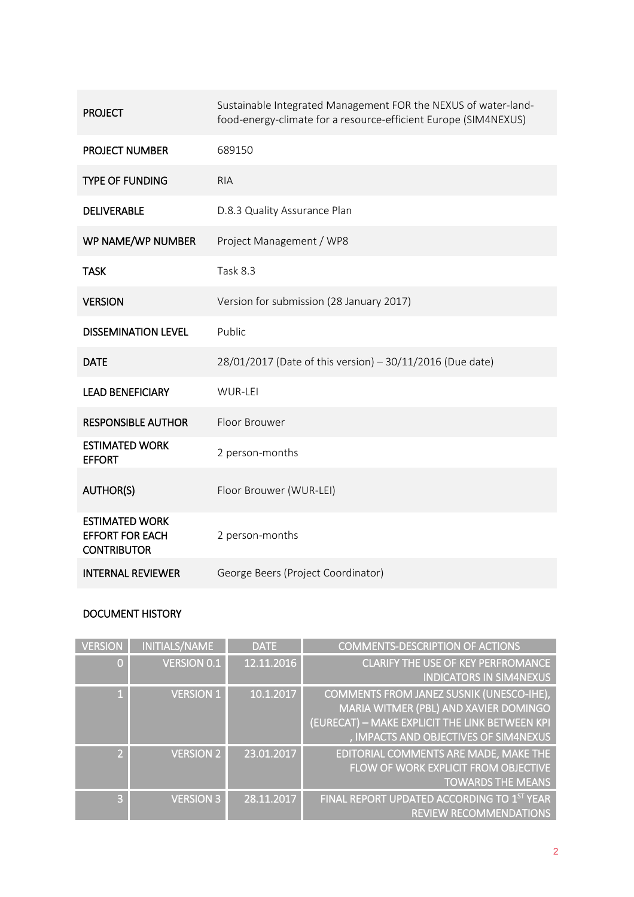| | |
|---|---|
| **PROJECT** | Sustainable Integrated Management FOR the NEXUS of water-land-food-energy-climate for a resource-efficient Europe (SIM4NEXUS) |
| **PROJECT NUMBER** | 689150 |
| **TYPE OF FUNDING** | RIA |
| **DELIVERABLE** | D.8.3 Quality Assurance Plan |
| **WP NAME/WP NUMBER** | Project Management / WP8 |
| **TASK** | Task 8.3 |
| **VERSION** | Version for submission (28 January 2017) |
| **DISSEMINATION LEVEL** | Public |
| **DATE** | 28/01/2017 (Date of this version) – 30/11/2016 (Due date) |
| **LEAD BENEFICIARY** | WUR-LEI |
| **RESPONSIBLE AUTHOR** | Floor Brouwer |
| **ESTIMATED WORK EFFORT** | 2 person-months |
| **AUTHOR(S)** | Floor Brouwer (WUR-LEI) |
| **ESTIMATED WORK EFFORT FOR EACH CONTRIBUTOR** | 2 person-months |
| **INTERNAL REVIEWER** | George Beers (Project Coordinator) |

**DOCUMENT HISTORY**

| VERSION | INITIALS/NAME | DATE | COMMENTS-DESCRIPTION OF ACTIONS |
|---|---|---|---|
| 0 | VERSION 0.1 | 12.11.2016 | CLARIFY THE USE OF KEY PERFROMANCE INDICATORS IN SIM4NEXUS |
| 1 | VERSION 1 | 10.1.2017 | COMMENTS FROM JANEZ SUSNIK (UNESCO-IHE), MARIA WITMER (PBL) AND XAVIER DOMINGO (EURECAT) – MAKE EXPLICIT THE LINK BETWEEN KPI , IMPACTS AND OBJECTIVES OF SIM4NEXUS |
| 2 | VERSION 2 | 23.01.2017 | EDITORIAL COMMENTS ARE MADE, MAKE THE FLOW OF WORK EXPLICIT FROM OBJECTIVE TOWARDS THE MEANS |
| 3 | VERSION 3 | 28.11.2017 | FINAL REPORT UPDATED ACCORDING TO 1ST YEAR REVIEW RECOMMENDATIONS |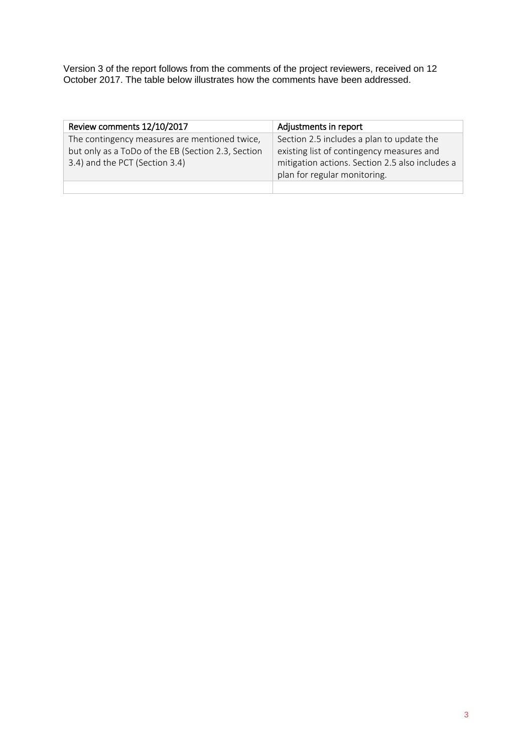Version 3 of the report follows from the comments of the project reviewers, received on 12 October 2017. The table below illustrates how the comments have been addressed.

| Review comments 12/10/2017 | Adjustments in report |
|---|---|
| The contingency measures are mentioned twice, but only as a ToDo of the EB (Section 2.3, Section 3.4) and the PCT (Section 3.4) | Section 2.5 includes a plan to update the existing list of contingency measures and mitigation actions. Section 2.5 also includes a plan for regular monitoring. |
| | |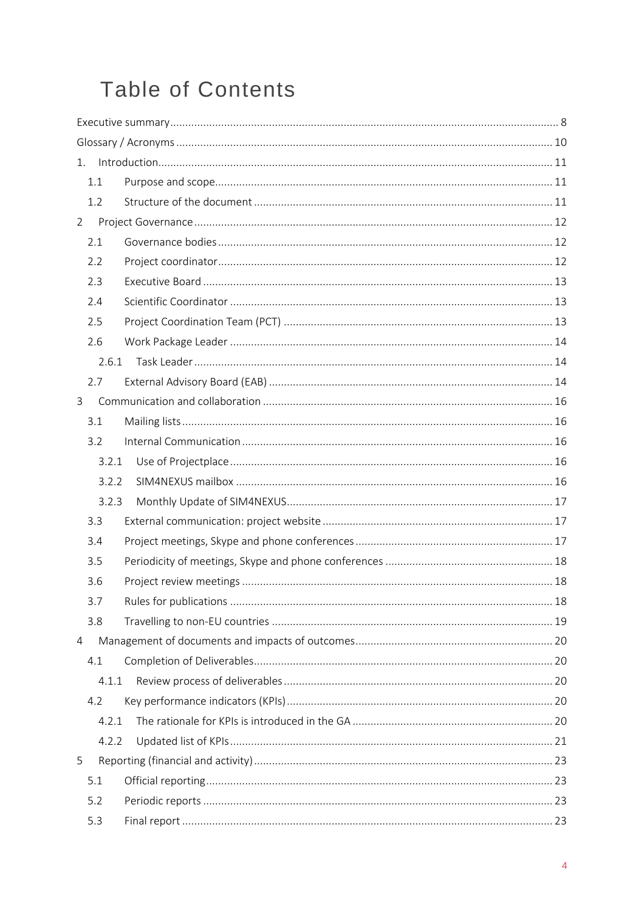# Table of Contents

- Executive summary ... 8
- Glossary / Acronyms ... 10
- 1. Introduction ... 11
  - 1.1 Purpose and scope ... 11
  - 1.2 Structure of the document ... 11
- 2 Project Governance ... 12
  - 2.1 Governance bodies ... 12
  - 2.2 Project coordinator ... 12
  - 2.3 Executive Board ... 13
  - 2.4 Scientific Coordinator ... 13
  - 2.5 Project Coordination Team (PCT) ... 13
  - 2.6 Work Package Leader ... 14
    - 2.6.1 Task Leader ... 14
  - 2.7 External Advisory Board (EAB) ... 14
- 3 Communication and collaboration ... 16
  - 3.1 Mailing lists ... 16
  - 3.2 Internal Communication ... 16
    - 3.2.1 Use of Projectplace ... 16
    - 3.2.2 SIM4NEXUS mailbox ... 16
    - 3.2.3 Monthly Update of SIM4NEXUS ... 17
  - 3.3 External communication: project website ... 17
  - 3.4 Project meetings, Skype and phone conferences ... 17
  - 3.5 Periodicity of meetings, Skype and phone conferences ... 18
  - 3.6 Project review meetings ... 18
  - 3.7 Rules for publications ... 18
  - 3.8 Travelling to non-EU countries ... 19
- 4 Management of documents and impacts of outcomes ... 20
  - 4.1 Completion of Deliverables ... 20
    - 4.1.1 Review process of deliverables ... 20
  - 4.2 Key performance indicators (KPIs) ... 20
    - 4.2.1 The rationale for KPIs is introduced in the GA ... 20
    - 4.2.2 Updated list of KPIs ... 21
- 5 Reporting (financial and activity) ... 23
  - 5.1 Official reporting ... 23
  - 5.2 Periodic reports ... 23
  - 5.3 Final report ... 23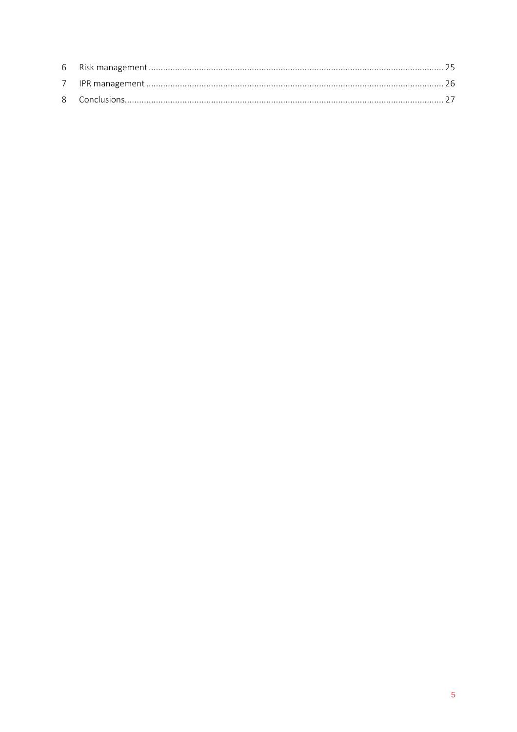6 Risk management ........................................................................................................................ 25

7 IPR management ......................................................................................................................... 26

8 Conclusions.................................................................................................................................. 27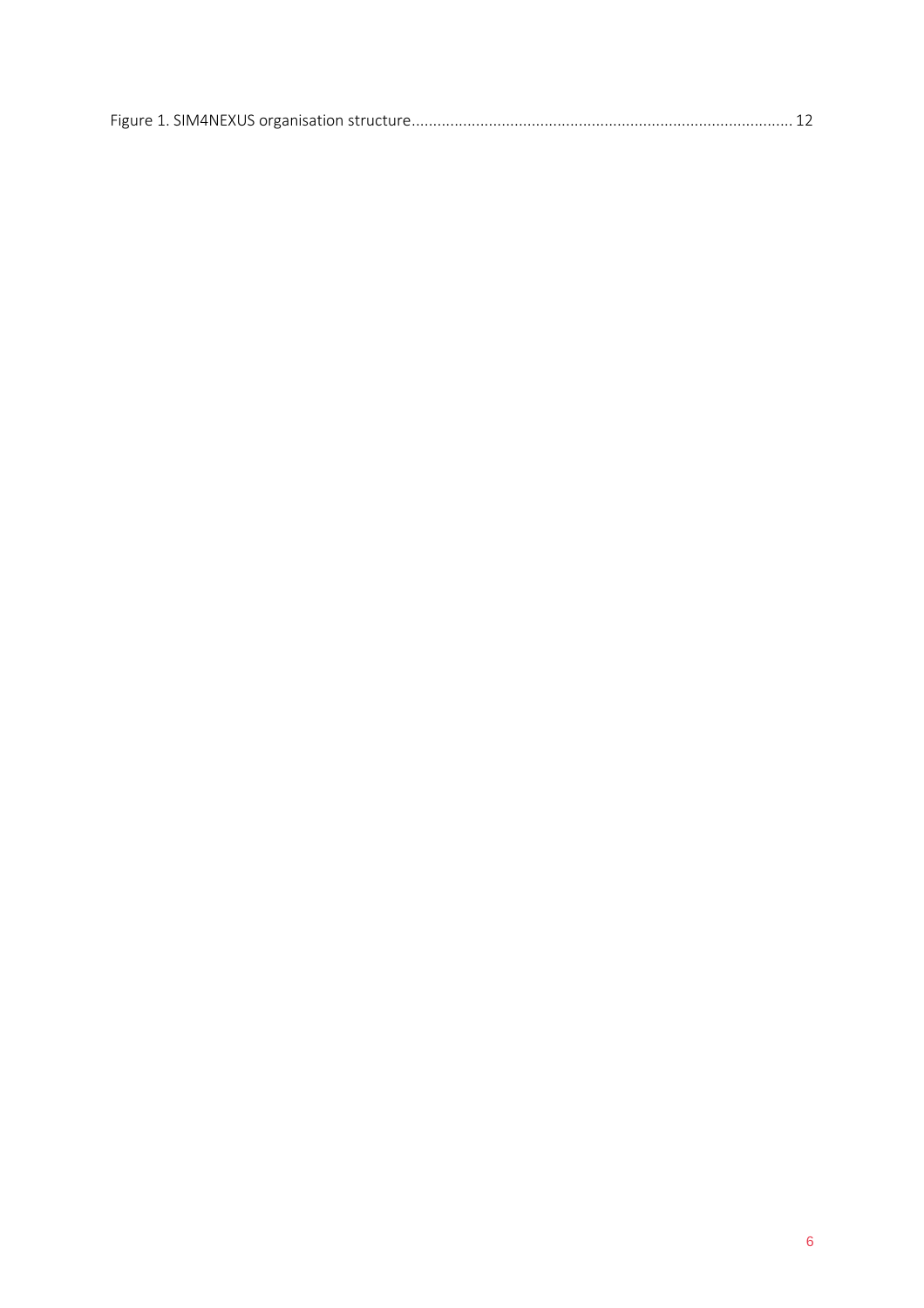Figure 1. SIM4NEXUS organisation structure......................................................................................... 12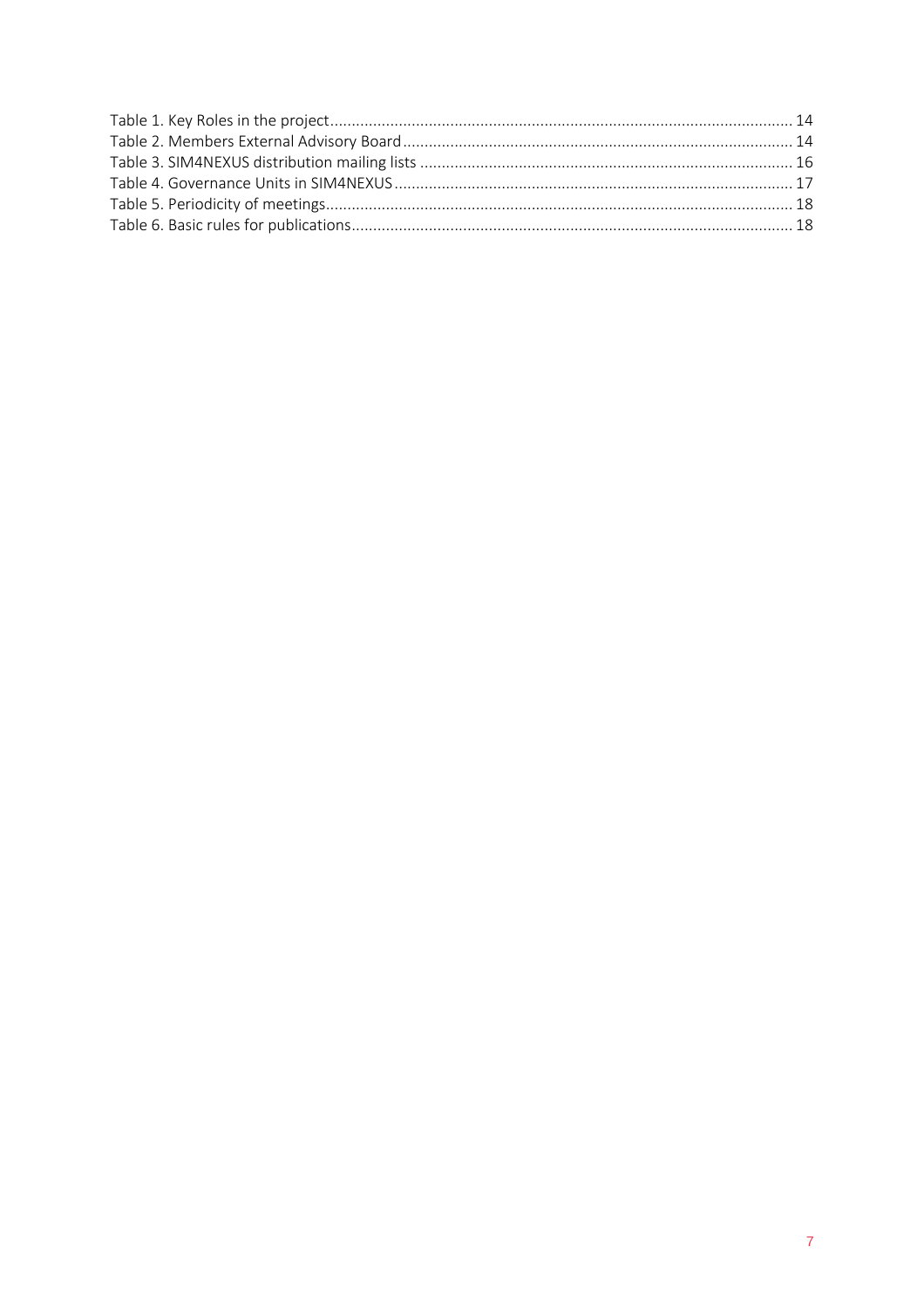Table 1. Key Roles in the project........................................................................................................... 14
Table 2. Members External Advisory Board.......................................................................................... 14
Table 3. SIM4NEXUS distribution mailing lists ...................................................................................... 16
Table 4. Governance Units in SIM4NEXUS............................................................................................ 17
Table 5. Periodicity of meetings............................................................................................................ 18
Table 6. Basic rules for publications...................................................................................................... 18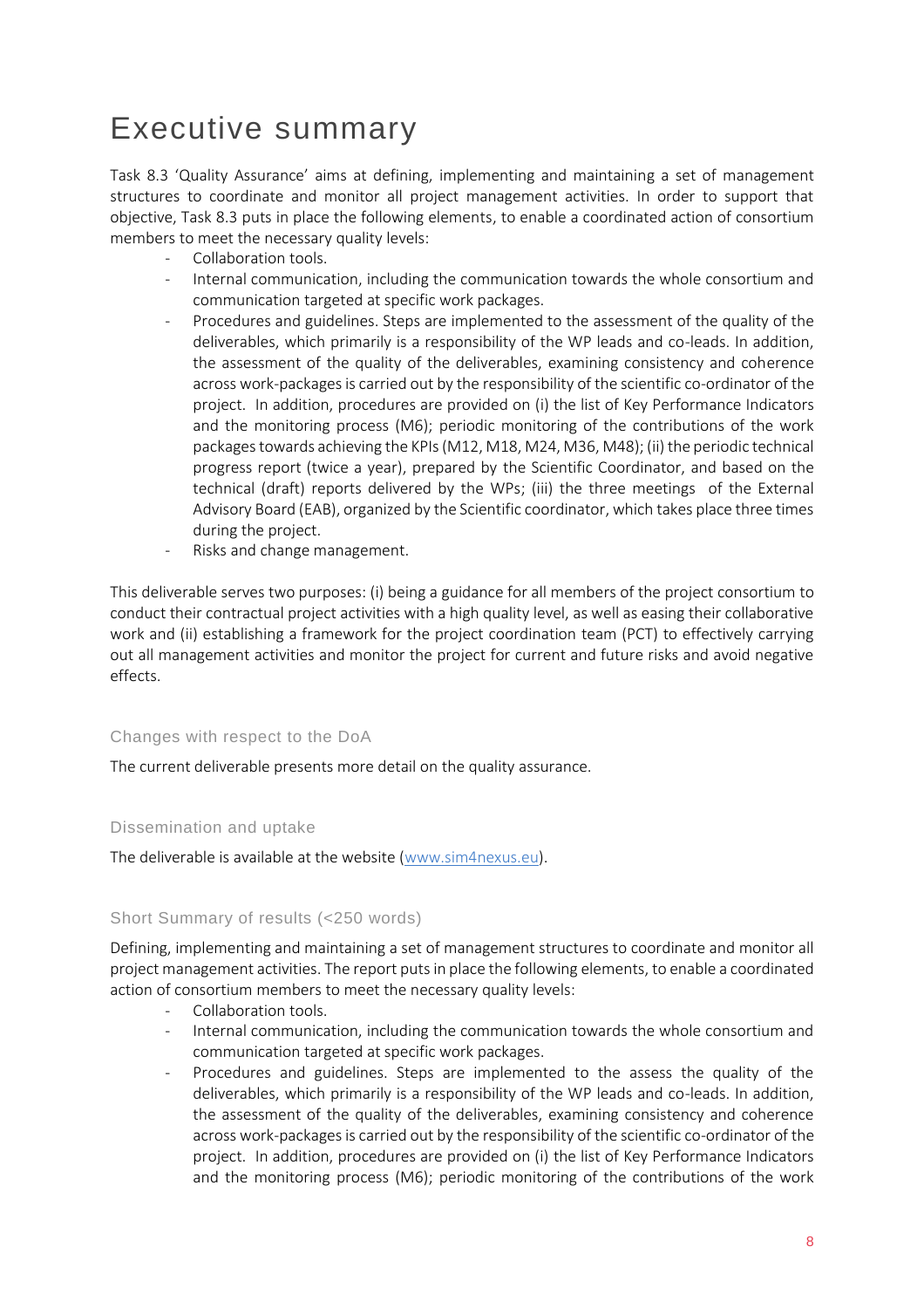# Executive summary

Task 8.3 'Quality Assurance' aims at defining, implementing and maintaining a set of management structures to coordinate and monitor all project management activities. In order to support that objective, Task 8.3 puts in place the following elements, to enable a coordinated action of consortium members to meet the necessary quality levels:

- Collaboration tools.
- Internal communication, including the communication towards the whole consortium and communication targeted at specific work packages.
- Procedures and guidelines. Steps are implemented to the assessment of the quality of the deliverables, which primarily is a responsibility of the WP leads and co-leads. In addition, the assessment of the quality of the deliverables, examining consistency and coherence across work-packages is carried out by the responsibility of the scientific co-ordinator of the project. In addition, procedures are provided on (i) the list of Key Performance Indicators and the monitoring process (M6); periodic monitoring of the contributions of the work packages towards achieving the KPIs (M12, M18, M24, M36, M48); (ii) the periodic technical progress report (twice a year), prepared by the Scientific Coordinator, and based on the technical (draft) reports delivered by the WPs; (iii) the three meetings of the External Advisory Board (EAB), organized by the Scientific coordinator, which takes place three times during the project.
- Risks and change management.

This deliverable serves two purposes: (i) being a guidance for all members of the project consortium to conduct their contractual project activities with a high quality level, as well as easing their collaborative work and (ii) establishing a framework for the project coordination team (PCT) to effectively carrying out all management activities and monitor the project for current and future risks and avoid negative effects.

### Changes with respect to the DoA

The current deliverable presents more detail on the quality assurance.

### Dissemination and uptake

The deliverable is available at the website (www.sim4nexus.eu).

### Short Summary of results (<250 words)

Defining, implementing and maintaining a set of management structures to coordinate and monitor all project management activities. The report puts in place the following elements, to enable a coordinated action of consortium members to meet the necessary quality levels:

- Collaboration tools.
- Internal communication, including the communication towards the whole consortium and communication targeted at specific work packages.
- Procedures and guidelines. Steps are implemented to the assess the quality of the deliverables, which primarily is a responsibility of the WP leads and co-leads. In addition, the assessment of the quality of the deliverables, examining consistency and coherence across work-packages is carried out by the responsibility of the scientific co-ordinator of the project. In addition, procedures are provided on (i) the list of Key Performance Indicators and the monitoring process (M6); periodic monitoring of the contributions of the work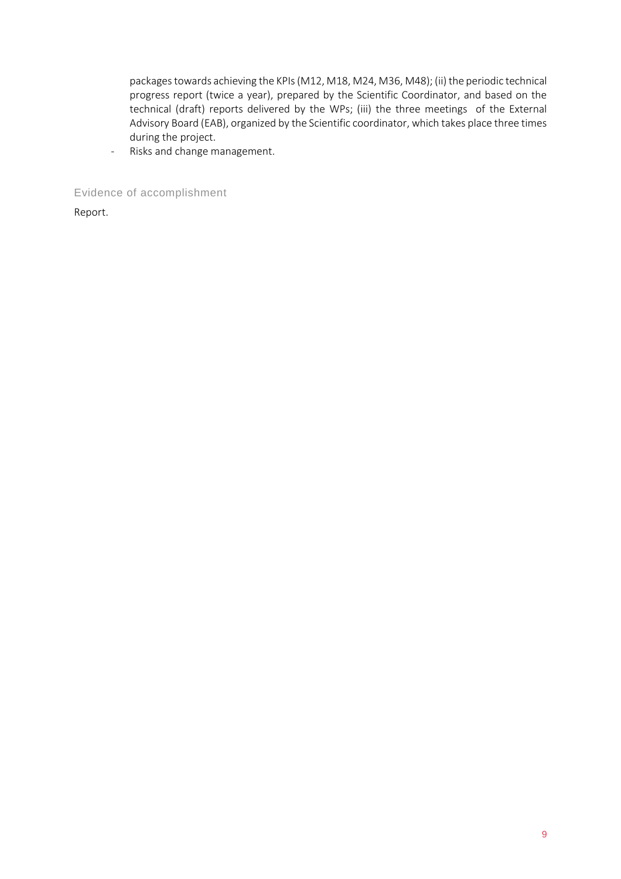packages towards achieving the KPIs (M12, M18, M24, M36, M48); (ii) the periodic technical progress report (twice a year), prepared by the Scientific Coordinator, and based on the technical (draft) reports delivered by the WPs; (iii) the three meetings of the External Advisory Board (EAB), organized by the Scientific coordinator, which takes place three times during the project.

- Risks and change management.

### Evidence of accomplishment

Report.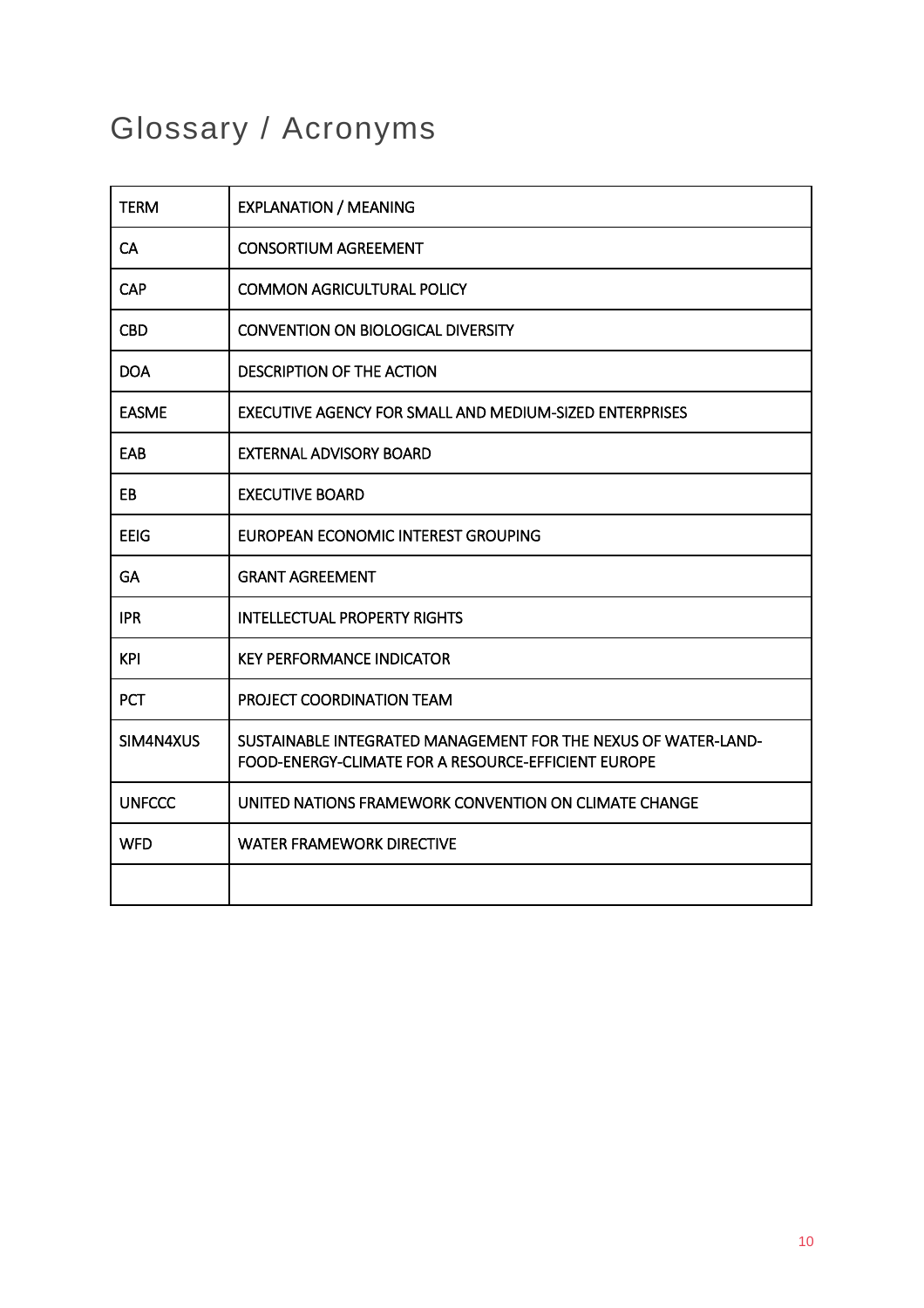# Glossary / Acronyms

| TERM | EXPLANATION / MEANING |
|---|---|
| CA | CONSORTIUM AGREEMENT |
| CAP | COMMON AGRICULTURAL POLICY |
| CBD | CONVENTION ON BIOLOGICAL DIVERSITY |
| DOA | DESCRIPTION OF THE ACTION |
| EASME | EXECUTIVE AGENCY FOR SMALL AND MEDIUM-SIZED ENTERPRISES |
| EAB | EXTERNAL ADVISORY BOARD |
| EB | EXECUTIVE BOARD |
| EEIG | EUROPEAN ECONOMIC INTEREST GROUPING |
| GA | GRANT AGREEMENT |
| IPR | INTELLECTUAL PROPERTY RIGHTS |
| KPI | KEY PERFORMANCE INDICATOR |
| PCT | PROJECT COORDINATION TEAM |
| SIM4N4XUS | SUSTAINABLE INTEGRATED MANAGEMENT FOR THE NEXUS OF WATER-LAND-FOOD-ENERGY-CLIMATE FOR A RESOURCE-EFFICIENT EUROPE |
| UNFCCC | UNITED NATIONS FRAMEWORK CONVENTION ON CLIMATE CHANGE |
| WFD | WATER FRAMEWORK DIRECTIVE |
| | |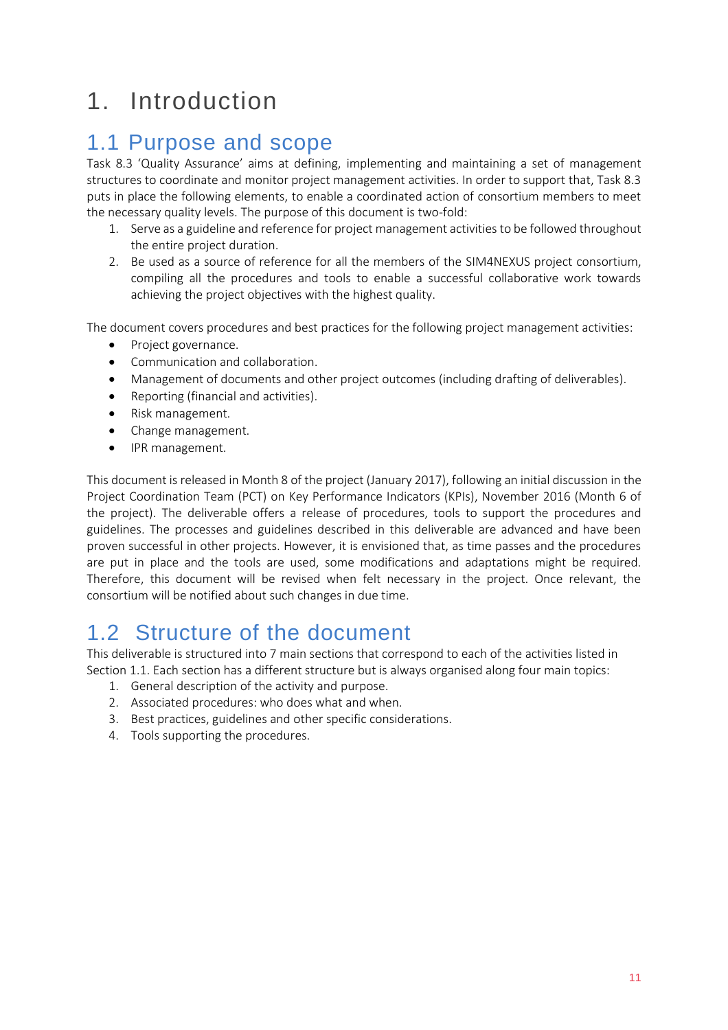# 1. Introduction

## 1.1 Purpose and scope

Task 8.3 'Quality Assurance' aims at defining, implementing and maintaining a set of management structures to coordinate and monitor project management activities. In order to support that, Task 8.3 puts in place the following elements, to enable a coordinated action of consortium members to meet the necessary quality levels. The purpose of this document is two-fold:

1. Serve as a guideline and reference for project management activities to be followed throughout the entire project duration.
2. Be used as a source of reference for all the members of the SIM4NEXUS project consortium, compiling all the procedures and tools to enable a successful collaborative work towards achieving the project objectives with the highest quality.

The document covers procedures and best practices for the following project management activities:

- Project governance.
- Communication and collaboration.
- Management of documents and other project outcomes (including drafting of deliverables).
- Reporting (financial and activities).
- Risk management.
- Change management.
- IPR management.

This document is released in Month 8 of the project (January 2017), following an initial discussion in the Project Coordination Team (PCT) on Key Performance Indicators (KPIs), November 2016 (Month 6 of the project). The deliverable offers a release of procedures, tools to support the procedures and guidelines. The processes and guidelines described in this deliverable are advanced and have been proven successful in other projects. However, it is envisioned that, as time passes and the procedures are put in place and the tools are used, some modifications and adaptations might be required. Therefore, this document will be revised when felt necessary in the project. Once relevant, the consortium will be notified about such changes in due time.

## 1.2 Structure of the document

This deliverable is structured into 7 main sections that correspond to each of the activities listed in Section 1.1. Each section has a different structure but is always organised along four main topics:

1. General description of the activity and purpose.
2. Associated procedures: who does what and when.
3. Best practices, guidelines and other specific considerations.
4. Tools supporting the procedures.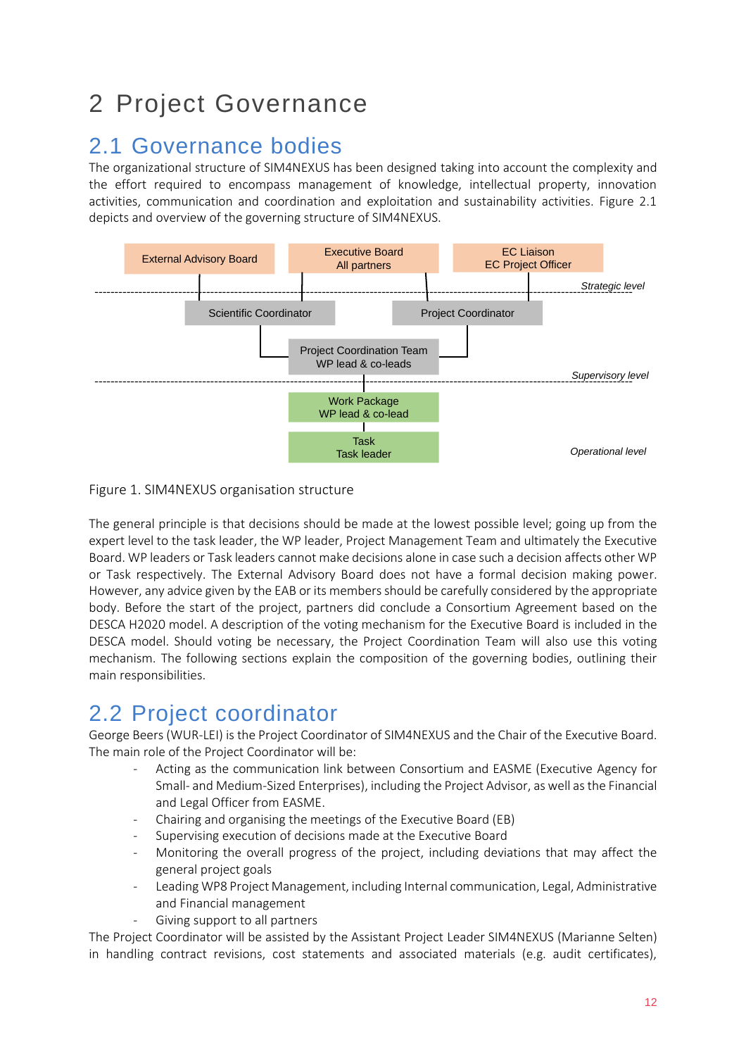# 2 Project Governance

## 2.1 Governance bodies

The organizational structure of SIM4NEXUS has been designed taking into account the complexity and the effort required to encompass management of knowledge, intellectual property, innovation activities, communication and coordination and exploitation and sustainability activities. Figure 2.1 depicts and overview of the governing structure of SIM4NEXUS.

Figure 1. SIM4NEXUS organisation structure

The general principle is that decisions should be made at the lowest possible level; going up from the expert level to the task leader, the WP leader, Project Management Team and ultimately the Executive Board. WP leaders or Task leaders cannot make decisions alone in case such a decision affects other WP or Task respectively. The External Advisory Board does not have a formal decision making power. However, any advice given by the EAB or its members should be carefully considered by the appropriate body. Before the start of the project, partners did conclude a Consortium Agreement based on the DESCA H2020 model. A description of the voting mechanism for the Executive Board is included in the DESCA model. Should voting be necessary, the Project Coordination Team will also use this voting mechanism. The following sections explain the composition of the governing bodies, outlining their main responsibilities.

## 2.2 Project coordinator

George Beers (WUR-LEI) is the Project Coordinator of SIM4NEXUS and the Chair of the Executive Board. The main role of the Project Coordinator will be:

- Acting as the communication link between Consortium and EASME (Executive Agency for Small- and Medium-Sized Enterprises), including the Project Advisor, as well as the Financial and Legal Officer from EASME.
- Chairing and organising the meetings of the Executive Board (EB)
- Supervising execution of decisions made at the Executive Board
- Monitoring the overall progress of the project, including deviations that may affect the general project goals
- Leading WP8 Project Management, including Internal communication, Legal, Administrative and Financial management
- Giving support to all partners

The Project Coordinator will be assisted by the Assistant Project Leader SIM4NEXUS (Marianne Selten) in handling contract revisions, cost statements and associated materials (e.g. audit certificates),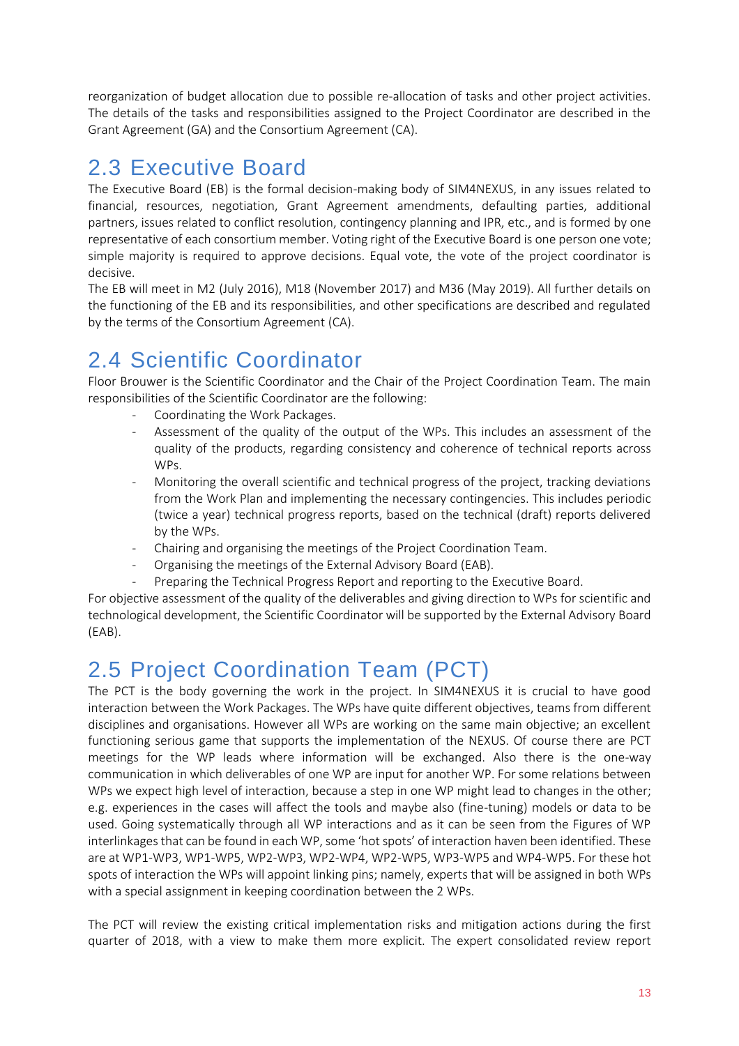reorganization of budget allocation due to possible re-allocation of tasks and other project activities. The details of the tasks and responsibilities assigned to the Project Coordinator are described in the Grant Agreement (GA) and the Consortium Agreement (CA).

## 2.3 Executive Board

The Executive Board (EB) is the formal decision-making body of SIM4NEXUS, in any issues related to financial, resources, negotiation, Grant Agreement amendments, defaulting parties, additional partners, issues related to conflict resolution, contingency planning and IPR, etc., and is formed by one representative of each consortium member. Voting right of the Executive Board is one person one vote; simple majority is required to approve decisions. Equal vote, the vote of the project coordinator is decisive.

The EB will meet in M2 (July 2016), M18 (November 2017) and M36 (May 2019). All further details on the functioning of the EB and its responsibilities, and other specifications are described and regulated by the terms of the Consortium Agreement (CA).

## 2.4 Scientific Coordinator

Floor Brouwer is the Scientific Coordinator and the Chair of the Project Coordination Team. The main responsibilities of the Scientific Coordinator are the following:

- Coordinating the Work Packages.
- Assessment of the quality of the output of the WPs. This includes an assessment of the quality of the products, regarding consistency and coherence of technical reports across WPs.
- Monitoring the overall scientific and technical progress of the project, tracking deviations from the Work Plan and implementing the necessary contingencies. This includes periodic (twice a year) technical progress reports, based on the technical (draft) reports delivered by the WPs.
- Chairing and organising the meetings of the Project Coordination Team.
- Organising the meetings of the External Advisory Board (EAB).
- Preparing the Technical Progress Report and reporting to the Executive Board.

For objective assessment of the quality of the deliverables and giving direction to WPs for scientific and technological development, the Scientific Coordinator will be supported by the External Advisory Board (EAB).

## 2.5 Project Coordination Team (PCT)

The PCT is the body governing the work in the project. In SIM4NEXUS it is crucial to have good interaction between the Work Packages. The WPs have quite different objectives, teams from different disciplines and organisations. However all WPs are working on the same main objective; an excellent functioning serious game that supports the implementation of the NEXUS. Of course there are PCT meetings for the WP leads where information will be exchanged. Also there is the one-way communication in which deliverables of one WP are input for another WP. For some relations between WPs we expect high level of interaction, because a step in one WP might lead to changes in the other; e.g. experiences in the cases will affect the tools and maybe also (fine-tuning) models or data to be used. Going systematically through all WP interactions and as it can be seen from the Figures of WP interlinkages that can be found in each WP, some 'hot spots' of interaction haven been identified. These are at WP1-WP3, WP1-WP5, WP2-WP3, WP2-WP4, WP2-WP5, WP3-WP5 and WP4-WP5. For these hot spots of interaction the WPs will appoint linking pins; namely, experts that will be assigned in both WPs with a special assignment in keeping coordination between the 2 WPs.

The PCT will review the existing critical implementation risks and mitigation actions during the first quarter of 2018, with a view to make them more explicit. The expert consolidated review report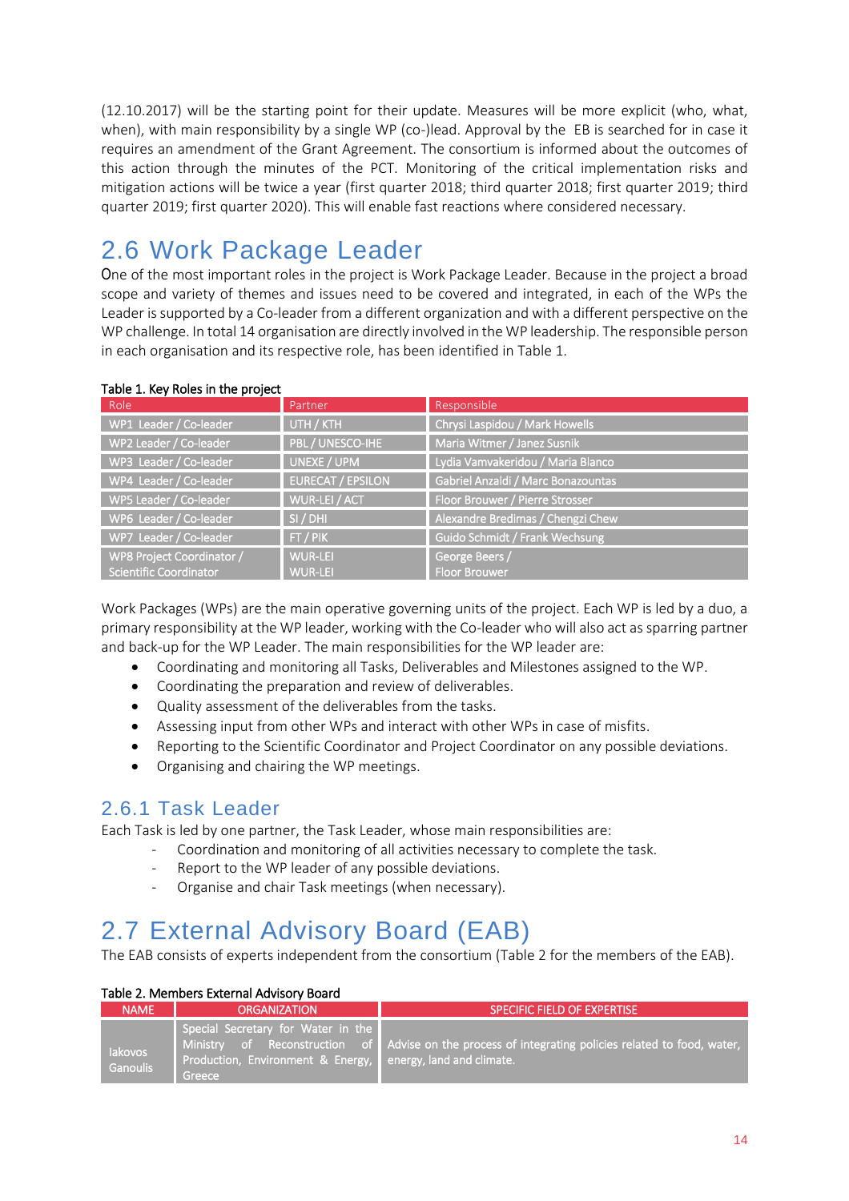(12.10.2017) will be the starting point for their update. Measures will be more explicit (who, what, when), with main responsibility by a single WP (co-)lead. Approval by the EB is searched for in case it requires an amendment of the Grant Agreement. The consortium is informed about the outcomes of this action through the minutes of the PCT. Monitoring of the critical implementation risks and mitigation actions will be twice a year (first quarter 2018; third quarter 2018; first quarter 2019; third quarter 2019; first quarter 2020). This will enable fast reactions where considered necessary.

## 2.6 Work Package Leader

One of the most important roles in the project is Work Package Leader. Because in the project a broad scope and variety of themes and issues need to be covered and integrated, in each of the WPs the Leader is supported by a Co-leader from a different organization and with a different perspective on the WP challenge. In total 14 organisation are directly involved in the WP leadership. The responsible person in each organisation and its respective role, has been identified in Table 1.

Table 1. Key Roles in the project

| Role | Partner | Responsible |
|---|---|---|
| WP1 Leader / Co-leader | UTH / KTH | Chrysi Laspidou / Mark Howells |
| WP2 Leader / Co-leader | PBL / UNESCO-IHE | Maria Witmer / Janez Susnik |
| WP3 Leader / Co-leader | UNEXE / UPM | Lydia Vamvakeridou / Maria Blanco |
| WP4 Leader / Co-leader | EURECAT / EPSILON | Gabriel Anzaldi / Marc Bonazountas |
| WP5 Leader / Co-leader | WUR-LEI / ACT | Floor Brouwer / Pierre Strosser |
| WP6 Leader / Co-leader | SI / DHI | Alexandre Bredimas / Chengzi Chew |
| WP7 Leader / Co-leader | FT / PIK | Guido Schmidt / Frank Wechsung |
| WP8 Project Coordinator / Scientific Coordinator | WUR-LEI WUR-LEI | George Beers / Floor Brouwer |

Work Packages (WPs) are the main operative governing units of the project. Each WP is led by a duo, a primary responsibility at the WP leader, working with the Co-leader who will also act as sparring partner and back-up for the WP Leader. The main responsibilities for the WP leader are:

- Coordinating and monitoring all Tasks, Deliverables and Milestones assigned to the WP.
- Coordinating the preparation and review of deliverables.
- Quality assessment of the deliverables from the tasks.
- Assessing input from other WPs and interact with other WPs in case of misfits.
- Reporting to the Scientific Coordinator and Project Coordinator on any possible deviations.
- Organising and chairing the WP meetings.

### 2.6.1 Task Leader

Each Task is led by one partner, the Task Leader, whose main responsibilities are:

- Coordination and monitoring of all activities necessary to complete the task.
- Report to the WP leader of any possible deviations.
- Organise and chair Task meetings (when necessary).

## 2.7 External Advisory Board (EAB)

The EAB consists of experts independent from the consortium (Table 2 for the members of the EAB).

Table 2. Members External Advisory Board

| NAME | ORGANIZATION | SPECIFIC FIELD OF EXPERTISE |
|---|---|---|
| Iakovos Ganoulis | Special Secretary for Water in the Ministry of Reconstruction of Production, Environment & Energy, Greece | Advise on the process of integrating policies related to food, water, energy, land and climate. |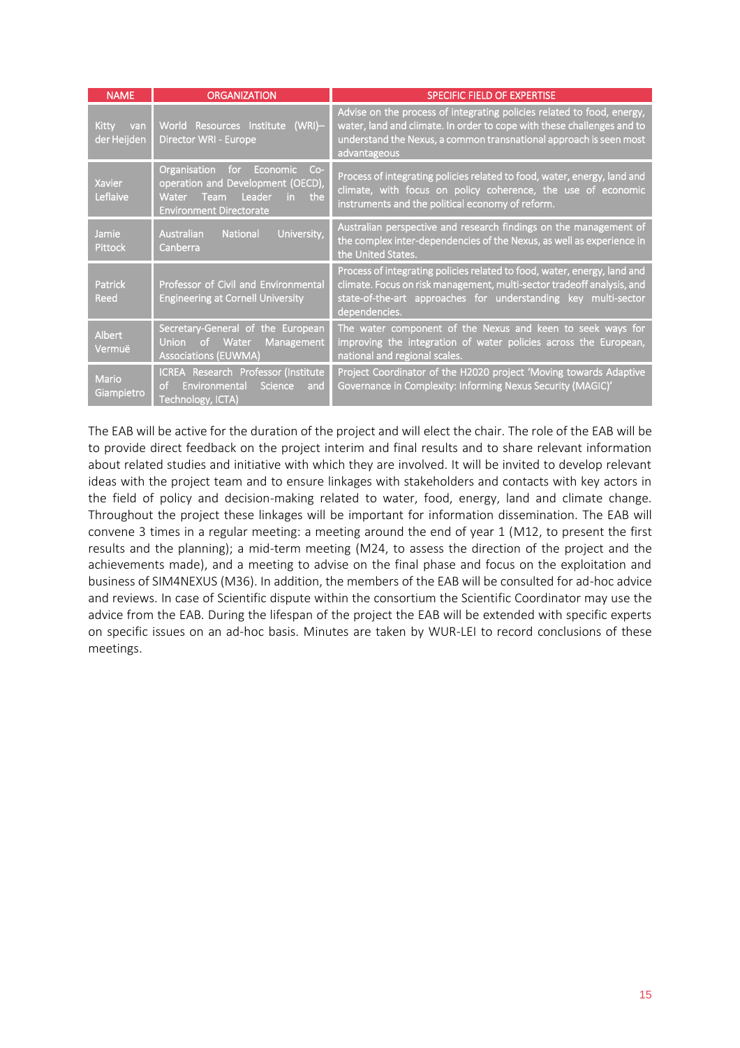| NAME | ORGANIZATION | SPECIFIC FIELD OF EXPERTISE |
|---|---|---|
| Kitty van der Heijden | World Resources Institute (WRI)– Director WRI - Europe | Advise on the process of integrating policies related to food, energy, water, land and climate. In order to cope with these challenges and to understand the Nexus, a common transnational approach is seen most advantageous |
| Xavier Leflaive | Organisation for Economic Co-operation and Development (OECD), Water Team Leader in the Environment Directorate | Process of integrating policies related to food, water, energy, land and climate, with focus on policy coherence, the use of economic instruments and the political economy of reform. |
| Jamie Pittock | Australian National University, Canberra | Australian perspective and research findings on the management of the complex inter-dependencies of the Nexus, as well as experience in the United States. |
| Patrick Reed | Professor of Civil and Environmental Engineering at Cornell University | Process of integrating policies related to food, water, energy, land and climate. Focus on risk management, multi-sector tradeoff analysis, and state-of-the-art approaches for understanding key multi-sector dependencies. |
| Albert Vermuë | Secretary-General of the European Union of Water Management Associations (EUWMA) | The water component of the Nexus and keen to seek ways for improving the integration of water policies across the European, national and regional scales. |
| Mario Giampietro | ICREA Research Professor (Institute of Environmental Science and Technology, ICTA) | Project Coordinator of the H2020 project 'Moving towards Adaptive Governance in Complexity: Informing Nexus Security (MAGIC)' |

The EAB will be active for the duration of the project and will elect the chair. The role of the EAB will be to provide direct feedback on the project interim and final results and to share relevant information about related studies and initiative with which they are involved. It will be invited to develop relevant ideas with the project team and to ensure linkages with stakeholders and contacts with key actors in the field of policy and decision-making related to water, food, energy, land and climate change. Throughout the project these linkages will be important for information dissemination. The EAB will convene 3 times in a regular meeting: a meeting around the end of year 1 (M12, to present the first results and the planning); a mid-term meeting (M24, to assess the direction of the project and the achievements made), and a meeting to advise on the final phase and focus on the exploitation and business of SIM4NEXUS (M36). In addition, the members of the EAB will be consulted for ad-hoc advice and reviews. In case of Scientific dispute within the consortium the Scientific Coordinator may use the advice from the EAB. During the lifespan of the project the EAB will be extended with specific experts on specific issues on an ad-hoc basis. Minutes are taken by WUR-LEI to record conclusions of these meetings.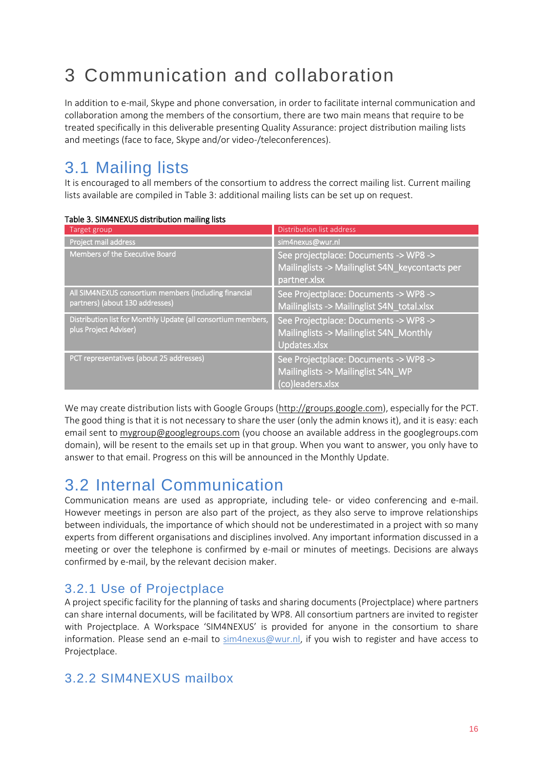# 3 Communication and collaboration

In addition to e-mail, Skype and phone conversation, in order to facilitate internal communication and collaboration among the members of the consortium, there are two main means that require to be treated specifically in this deliverable presenting Quality Assurance: project distribution mailing lists and meetings (face to face, Skype and/or video-/teleconferences).

## 3.1 Mailing lists

It is encouraged to all members of the consortium to address the correct mailing list. Current mailing lists available are compiled in Table 3: additional mailing lists can be set up on request.

Table 3. SIM4NEXUS distribution mailing lists

| Target group | Distribution list address |
|---|---|
| Project mail address | sim4nexus@wur.nl |
| Members of the Executive Board | See projectplace: Documents -> WP8 -> Mailinglists -> Mailinglist S4N_keycontacts per partner.xlsx |
| All SIM4NEXUS consortium members (including financial partners) (about 130 addresses) | See Projectplace: Documents -> WP8 -> Mailinglists -> Mailinglist S4N_total.xlsx |
| Distribution list for Monthly Update (all consortium members, plus Project Adviser) | See Projectplace: Documents -> WP8 -> Mailinglists -> Mailinglist S4N_Monthly Updates.xlsx |
| PCT representatives (about 25 addresses) | See Projectplace: Documents -> WP8 -> Mailinglists -> Mailinglist S4N_WP (co)leaders.xlsx |

We may create distribution lists with Google Groups (http://groups.google.com), especially for the PCT. The good thing is that it is not necessary to share the user (only the admin knows it), and it is easy: each email sent to mygroup@googlegroups.com (you choose an available address in the googlegroups.com domain), will be resent to the emails set up in that group. When you want to answer, you only have to answer to that email. Progress on this will be announced in the Monthly Update.

## 3.2 Internal Communication

Communication means are used as appropriate, including tele- or video conferencing and e-mail. However meetings in person are also part of the project, as they also serve to improve relationships between individuals, the importance of which should not be underestimated in a project with so many experts from different organisations and disciplines involved. Any important information discussed in a meeting or over the telephone is confirmed by e-mail or minutes of meetings. Decisions are always confirmed by e-mail, by the relevant decision maker.

### 3.2.1 Use of Projectplace

A project specific facility for the planning of tasks and sharing documents (Projectplace) where partners can share internal documents, will be facilitated by WP8. All consortium partners are invited to register with Projectplace. A Workspace 'SIM4NEXUS' is provided for anyone in the consortium to share information. Please send an e-mail to sim4nexus@wur.nl, if you wish to register and have access to Projectplace.

### 3.2.2 SIM4NEXUS mailbox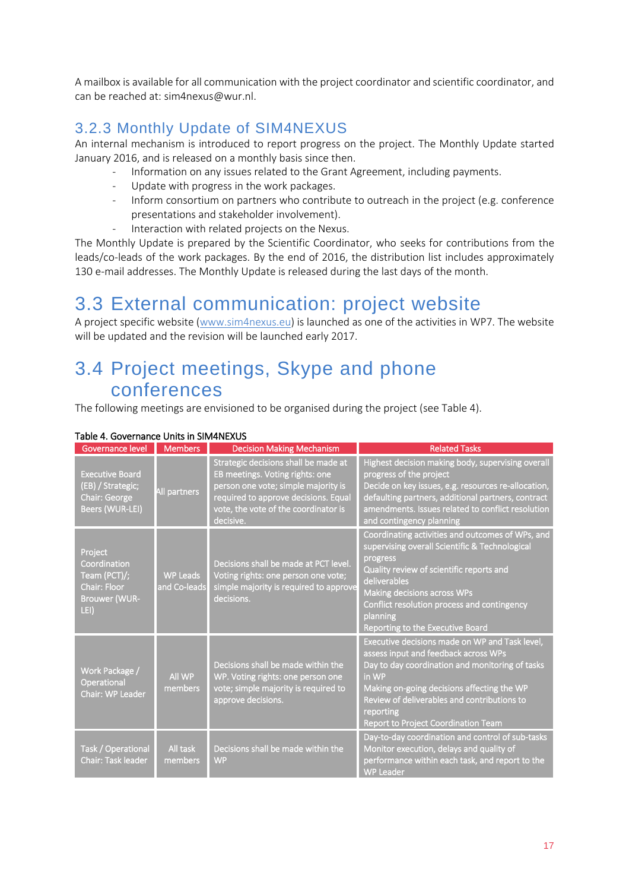A mailbox is available for all communication with the project coordinator and scientific coordinator, and can be reached at: sim4nexus@wur.nl.

### 3.2.3 Monthly Update of SIM4NEXUS

An internal mechanism is introduced to report progress on the project. The Monthly Update started January 2016, and is released on a monthly basis since then.

- Information on any issues related to the Grant Agreement, including payments.
- Update with progress in the work packages.
- Inform consortium on partners who contribute to outreach in the project (e.g. conference presentations and stakeholder involvement).
- Interaction with related projects on the Nexus.

The Monthly Update is prepared by the Scientific Coordinator, who seeks for contributions from the leads/co-leads of the work packages. By the end of 2016, the distribution list includes approximately 130 e-mail addresses. The Monthly Update is released during the last days of the month.

## 3.3 External communication: project website

A project specific website (www.sim4nexus.eu) is launched as one of the activities in WP7. The website will be updated and the revision will be launched early 2017.

## 3.4 Project meetings, Skype and phone conferences

The following meetings are envisioned to be organised during the project (see Table 4).

Table 4. Governance Units in SIM4NEXUS

| Governance level | Members | Decision Making Mechanism | Related Tasks |
|---|---|---|---|
| Executive Board (EB) / Strategic; Chair: George Beers (WUR-LEI) | All partners | Strategic decisions shall be made at EB meetings. Voting rights: one person one vote; simple majority is required to approve decisions. Equal vote, the vote of the coordinator is decisive. | Highest decision making body, supervising overall progress of the project<br>Decide on key issues, e.g. resources re-allocation, defaulting partners, additional partners, contract amendments. Issues related to conflict resolution and contingency planning |
| Project Coordination Team (PCT)/; Chair: Floor Brouwer (WUR-LEI) | WP Leads and Co-leads | Decisions shall be made at PCT level. Voting rights: one person one vote; simple majority is required to approve decisions. | Coordinating activities and outcomes of WPs, and supervising overall Scientific & Technological progress<br>Quality review of scientific reports and deliverables<br>Making decisions across WPs<br>Conflict resolution process and contingency planning<br>Reporting to the Executive Board |
| Work Package / Operational Chair: WP Leader | All WP members | Decisions shall be made within the WP. Voting rights: one person one vote; simple majority is required to approve decisions. | Executive decisions made on WP and Task level, assess input and feedback across WPs<br>Day to day coordination and monitoring of tasks in WP<br>Making on-going decisions affecting the WP<br>Review of deliverables and contributions to reporting<br>Report to Project Coordination Team |
| Task / Operational Chair: Task leader | All task members | Decisions shall be made within the WP | Day-to-day coordination and control of sub-tasks<br>Monitor execution, delays and quality of performance within each task, and report to the WP Leader |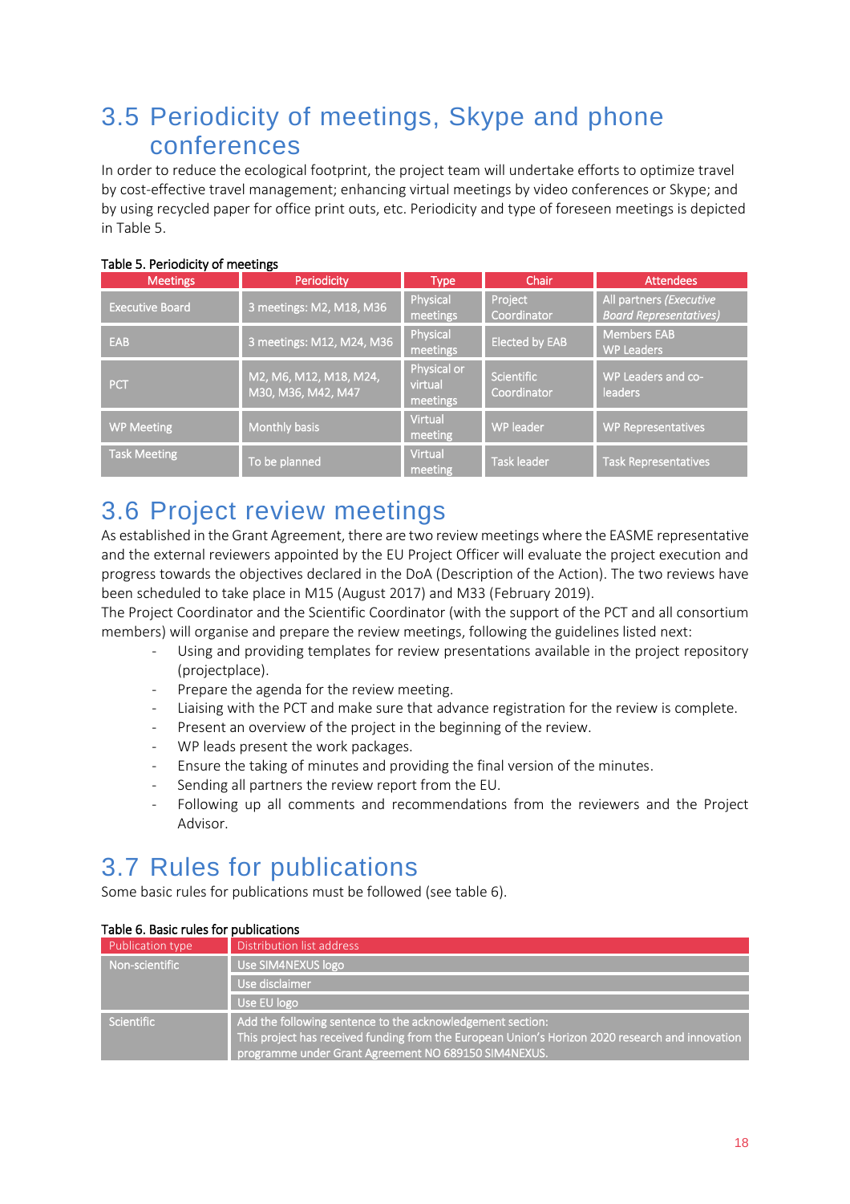## 3.5 Periodicity of meetings, Skype and phone conferences

In order to reduce the ecological footprint, the project team will undertake efforts to optimize travel by cost-effective travel management; enhancing virtual meetings by video conferences or Skype; and by using recycled paper for office print outs, etc. Periodicity and type of foreseen meetings is depicted in Table 5.

Table 5. Periodicity of meetings

| Meetings | Periodicity | Type | Chair | Attendees |
|---|---|---|---|---|
| Executive Board | 3 meetings: M2, M18, M36 | Physical meetings | Project Coordinator | All partners *(Executive Board Representatives)* |
| EAB | 3 meetings: M12, M24, M36 | Physical meetings | Elected by EAB | Members EAB<br>WP Leaders |
| PCT | M2, M6, M12, M18, M24, M30, M36, M42, M47 | Physical or virtual meetings | Scientific Coordinator | WP Leaders and co-leaders |
| WP Meeting | Monthly basis | Virtual meeting | WP leader | WP Representatives |
| Task Meeting | To be planned | Virtual meeting | Task leader | Task Representatives |

## 3.6 Project review meetings

As established in the Grant Agreement, there are two review meetings where the EASME representative and the external reviewers appointed by the EU Project Officer will evaluate the project execution and progress towards the objectives declared in the DoA (Description of the Action). The two reviews have been scheduled to take place in M15 (August 2017) and M33 (February 2019).
The Project Coordinator and the Scientific Coordinator (with the support of the PCT and all consortium members) will organise and prepare the review meetings, following the guidelines listed next:

- Using and providing templates for review presentations available in the project repository (projectplace).
- Prepare the agenda for the review meeting.
- Liaising with the PCT and make sure that advance registration for the review is complete.
- Present an overview of the project in the beginning of the review.
- WP leads present the work packages.
- Ensure the taking of minutes and providing the final version of the minutes.
- Sending all partners the review report from the EU.
- Following up all comments and recommendations from the reviewers and the Project Advisor.

## 3.7 Rules for publications

Some basic rules for publications must be followed (see table 6).

Table 6. Basic rules for publications

| Publication type | Distribution list address |
|---|---|
| Non-scientific | Use SIM4NEXUS logo |
| | Use disclaimer |
| | Use EU logo |
| Scientific | Add the following sentence to the acknowledgement section:<br>This project has received funding from the European Union's Horizon 2020 research and innovation programme under Grant Agreement NO 689150 SIM4NEXUS. |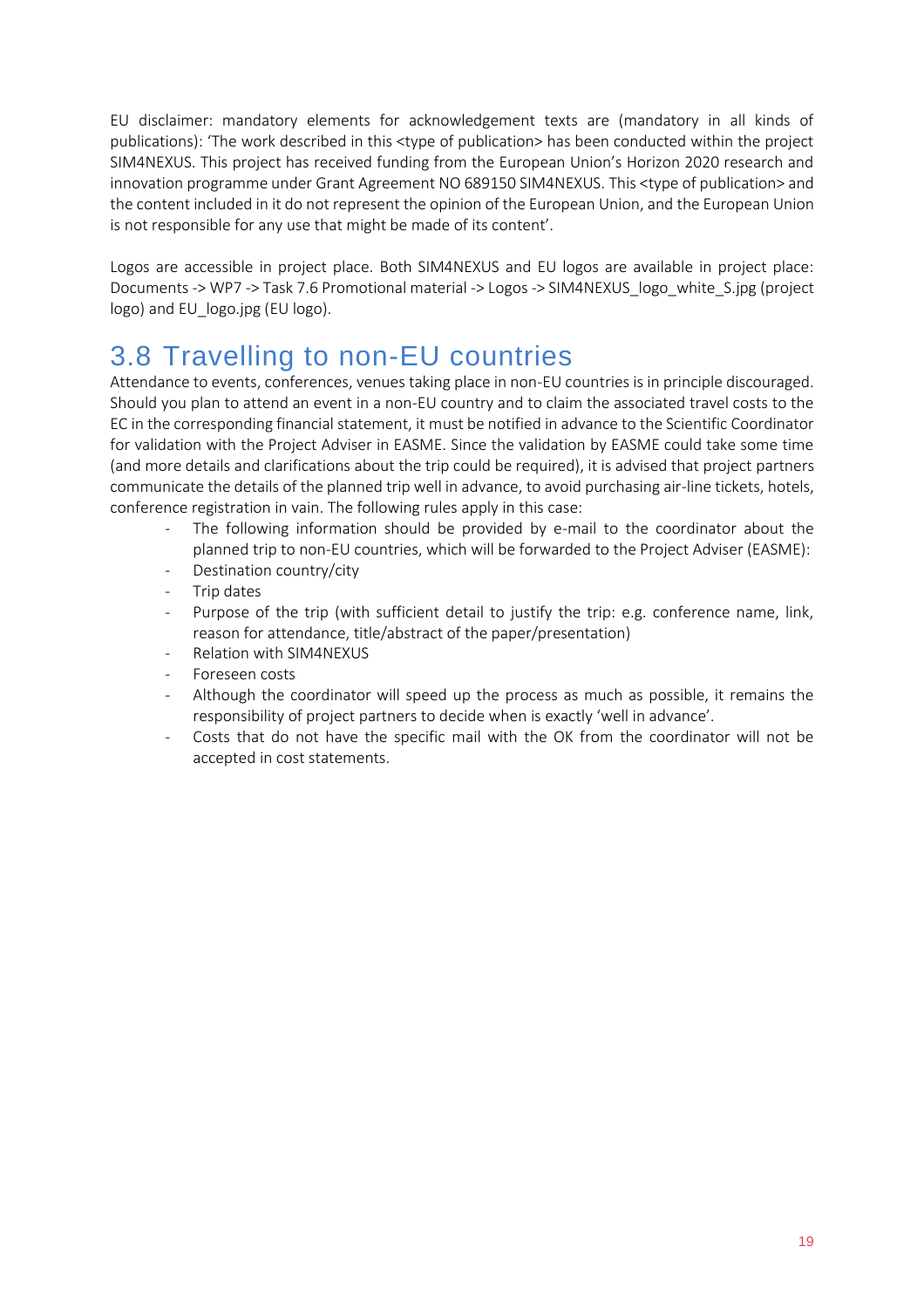EU disclaimer: mandatory elements for acknowledgement texts are (mandatory in all kinds of publications): 'The work described in this <type of publication> has been conducted within the project SIM4NEXUS. This project has received funding from the European Union's Horizon 2020 research and innovation programme under Grant Agreement NO 689150 SIM4NEXUS. This <type of publication> and the content included in it do not represent the opinion of the European Union, and the European Union is not responsible for any use that might be made of its content'.

Logos are accessible in project place. Both SIM4NEXUS and EU logos are available in project place: Documents -> WP7 -> Task 7.6 Promotional material -> Logos -> SIM4NEXUS_logo_white_S.jpg (project logo) and EU_logo.jpg (EU logo).

## 3.8 Travelling to non-EU countries

Attendance to events, conferences, venues taking place in non-EU countries is in principle discouraged. Should you plan to attend an event in a non-EU country and to claim the associated travel costs to the EC in the corresponding financial statement, it must be notified in advance to the Scientific Coordinator for validation with the Project Adviser in EASME. Since the validation by EASME could take some time (and more details and clarifications about the trip could be required), it is advised that project partners communicate the details of the planned trip well in advance, to avoid purchasing air-line tickets, hotels, conference registration in vain. The following rules apply in this case:

- The following information should be provided by e-mail to the coordinator about the planned trip to non-EU countries, which will be forwarded to the Project Adviser (EASME):
- Destination country/city
- Trip dates
- Purpose of the trip (with sufficient detail to justify the trip: e.g. conference name, link, reason for attendance, title/abstract of the paper/presentation)
- Relation with SIM4NEXUS
- Foreseen costs
- Although the coordinator will speed up the process as much as possible, it remains the responsibility of project partners to decide when is exactly 'well in advance'.
- Costs that do not have the specific mail with the OK from the coordinator will not be accepted in cost statements.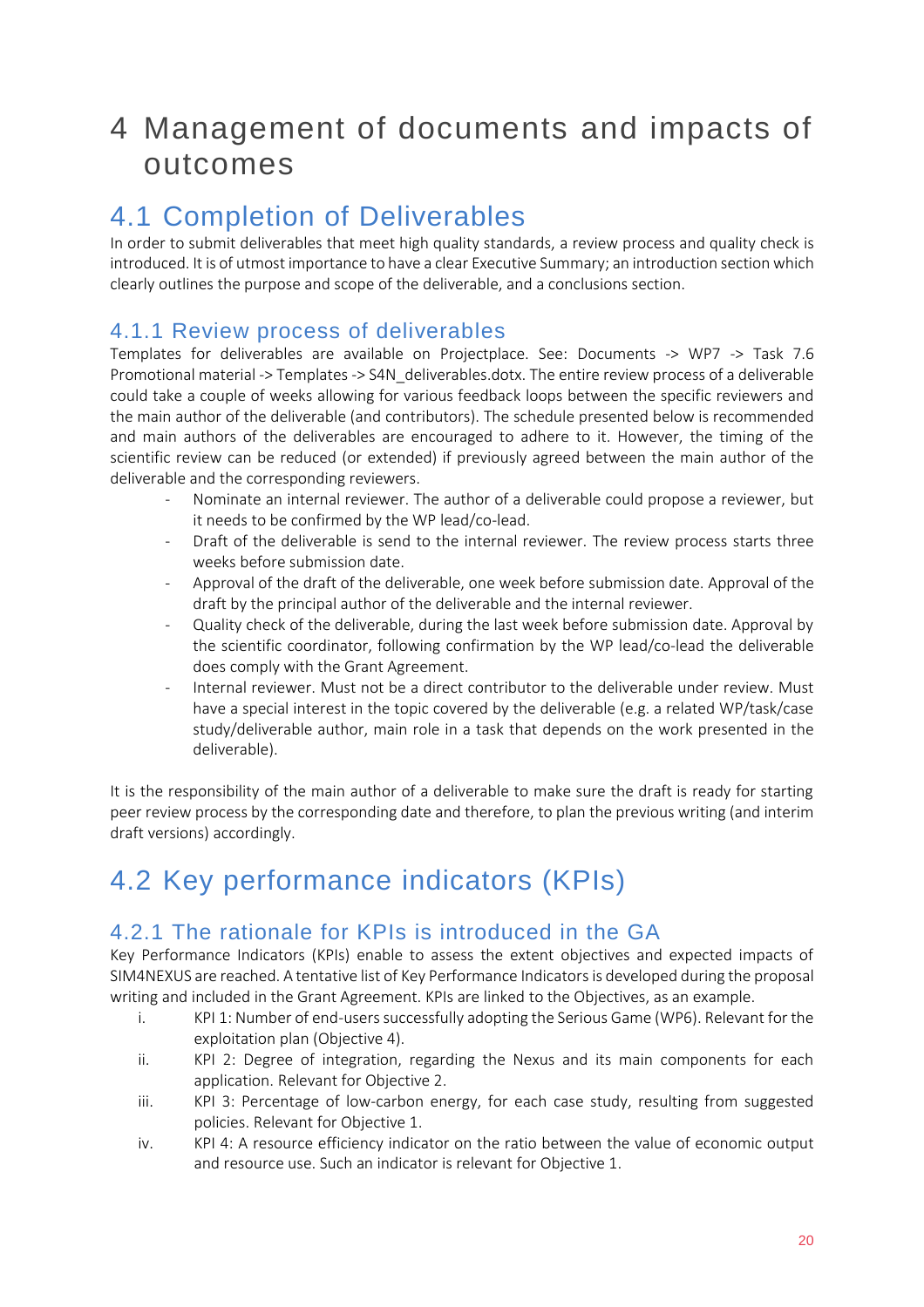# 4 Management of documents and impacts of outcomes

## 4.1 Completion of Deliverables

In order to submit deliverables that meet high quality standards, a review process and quality check is introduced. It is of utmost importance to have a clear Executive Summary; an introduction section which clearly outlines the purpose and scope of the deliverable, and a conclusions section.

### 4.1.1 Review process of deliverables

Templates for deliverables are available on Projectplace. See: Documents -> WP7 -> Task 7.6 Promotional material -> Templates -> S4N_deliverables.dotx. The entire review process of a deliverable could take a couple of weeks allowing for various feedback loops between the specific reviewers and the main author of the deliverable (and contributors). The schedule presented below is recommended and main authors of the deliverables are encouraged to adhere to it. However, the timing of the scientific review can be reduced (or extended) if previously agreed between the main author of the deliverable and the corresponding reviewers.

- Nominate an internal reviewer. The author of a deliverable could propose a reviewer, but it needs to be confirmed by the WP lead/co-lead.
- Draft of the deliverable is send to the internal reviewer. The review process starts three weeks before submission date.
- Approval of the draft of the deliverable, one week before submission date. Approval of the draft by the principal author of the deliverable and the internal reviewer.
- Quality check of the deliverable, during the last week before submission date. Approval by the scientific coordinator, following confirmation by the WP lead/co-lead the deliverable does comply with the Grant Agreement.
- Internal reviewer. Must not be a direct contributor to the deliverable under review. Must have a special interest in the topic covered by the deliverable (e.g. a related WP/task/case study/deliverable author, main role in a task that depends on the work presented in the deliverable).

It is the responsibility of the main author of a deliverable to make sure the draft is ready for starting peer review process by the corresponding date and therefore, to plan the previous writing (and interim draft versions) accordingly.

## 4.2 Key performance indicators (KPIs)

### 4.2.1 The rationale for KPIs is introduced in the GA

Key Performance Indicators (KPIs) enable to assess the extent objectives and expected impacts of SIM4NEXUS are reached. A tentative list of Key Performance Indicators is developed during the proposal writing and included in the Grant Agreement. KPIs are linked to the Objectives, as an example.

i. KPI 1: Number of end-users successfully adopting the Serious Game (WP6). Relevant for the exploitation plan (Objective 4).
ii. KPI 2: Degree of integration, regarding the Nexus and its main components for each application. Relevant for Objective 2.
iii. KPI 3: Percentage of low-carbon energy, for each case study, resulting from suggested policies. Relevant for Objective 1.
iv. KPI 4: A resource efficiency indicator on the ratio between the value of economic output and resource use. Such an indicator is relevant for Objective 1.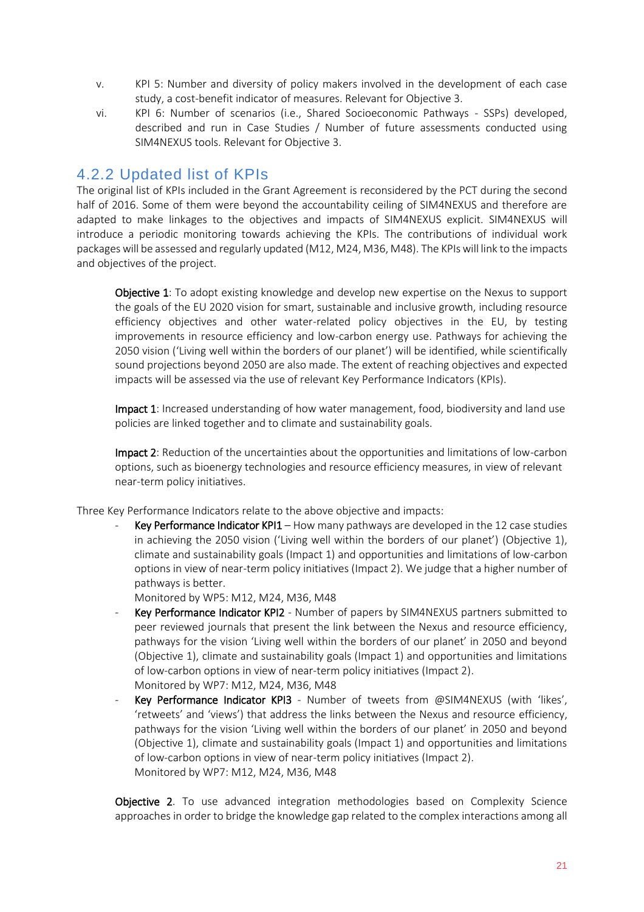v. KPI 5: Number and diversity of policy makers involved in the development of each case study, a cost-benefit indicator of measures. Relevant for Objective 3.

vi. KPI 6: Number of scenarios (i.e., Shared Socioeconomic Pathways - SSPs) developed, described and run in Case Studies / Number of future assessments conducted using SIM4NEXUS tools. Relevant for Objective 3.

### 4.2.2 Updated list of KPIs

The original list of KPIs included in the Grant Agreement is reconsidered by the PCT during the second half of 2016. Some of them were beyond the accountability ceiling of SIM4NEXUS and therefore are adapted to make linkages to the objectives and impacts of SIM4NEXUS explicit. SIM4NEXUS will introduce a periodic monitoring towards achieving the KPIs. The contributions of individual work packages will be assessed and regularly updated (M12, M24, M36, M48). The KPIs will link to the impacts and objectives of the project.

> **Objective 1**: To adopt existing knowledge and develop new expertise on the Nexus to support the goals of the EU 2020 vision for smart, sustainable and inclusive growth, including resource efficiency objectives and other water-related policy objectives in the EU, by testing improvements in resource efficiency and low-carbon energy use. Pathways for achieving the 2050 vision ('Living well within the borders of our planet') will be identified, while scientifically sound projections beyond 2050 are also made. The extent of reaching objectives and expected impacts will be assessed via the use of relevant Key Performance Indicators (KPIs).
>
> **Impact 1**: Increased understanding of how water management, food, biodiversity and land use policies are linked together and to climate and sustainability goals.
>
> **Impact 2**: Reduction of the uncertainties about the opportunities and limitations of low-carbon options, such as bioenergy technologies and resource efficiency measures, in view of relevant near-term policy initiatives.

Three Key Performance Indicators relate to the above objective and impacts:

- **Key Performance Indicator KPI1** – How many pathways are developed in the 12 case studies in achieving the 2050 vision ('Living well within the borders of our planet') (Objective 1), climate and sustainability goals (Impact 1) and opportunities and limitations of low-carbon options in view of near-term policy initiatives (Impact 2). We judge that a higher number of pathways is better.
  Monitored by WP5: M12, M24, M36, M48
- **Key Performance Indicator KPI2** - Number of papers by SIM4NEXUS partners submitted to peer reviewed journals that present the link between the Nexus and resource efficiency, pathways for the vision 'Living well within the borders of our planet' in 2050 and beyond (Objective 1), climate and sustainability goals (Impact 1) and opportunities and limitations of low-carbon options in view of near-term policy initiatives (Impact 2).
  Monitored by WP7: M12, M24, M36, M48
- **Key Performance Indicator KPI3** - Number of tweets from @SIM4NEXUS (with 'likes', 'retweets' and 'views') that address the links between the Nexus and resource efficiency, pathways for the vision 'Living well within the borders of our planet' in 2050 and beyond (Objective 1), climate and sustainability goals (Impact 1) and opportunities and limitations of low-carbon options in view of near-term policy initiatives (Impact 2).
  Monitored by WP7: M12, M24, M36, M48

> **Objective 2**. To use advanced integration methodologies based on Complexity Science approaches in order to bridge the knowledge gap related to the complex interactions among all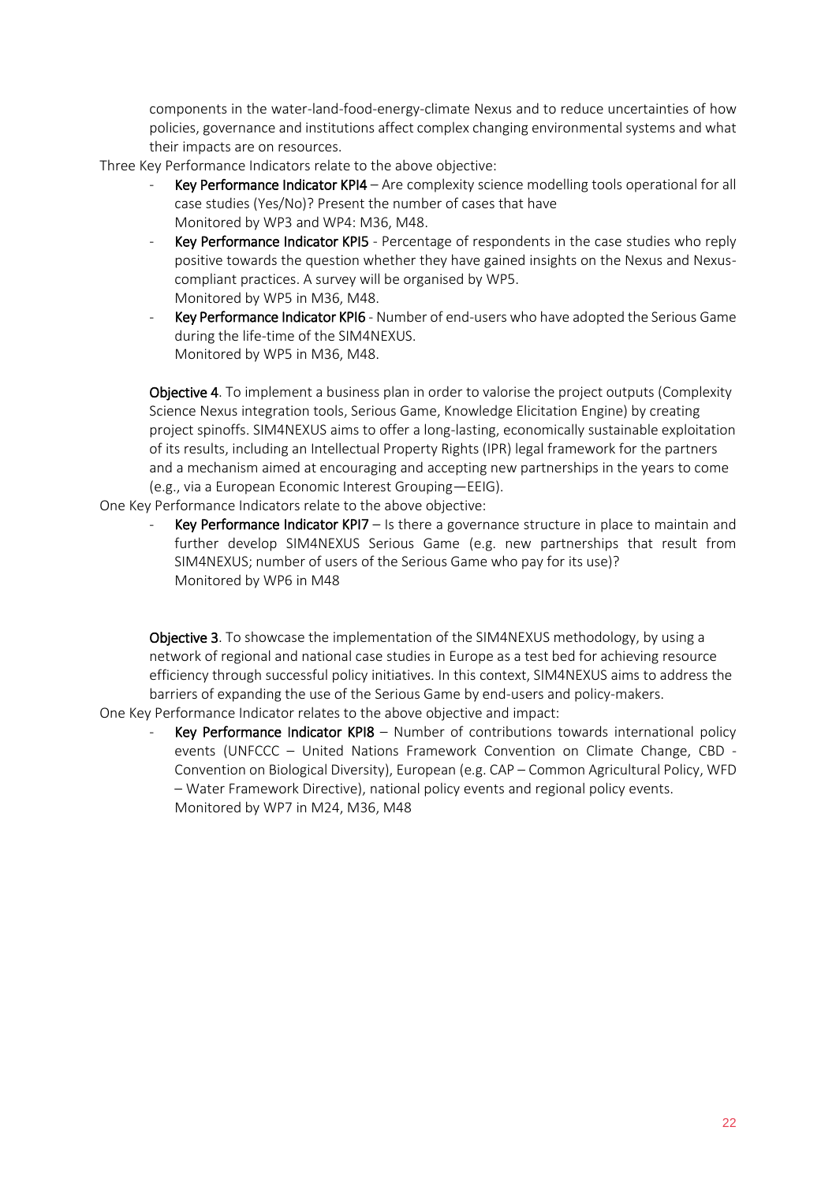components in the water-land-food-energy-climate Nexus and to reduce uncertainties of how policies, governance and institutions affect complex changing environmental systems and what their impacts are on resources.

Three Key Performance Indicators relate to the above objective:

- **Key Performance Indicator KPI4** – Are complexity science modelling tools operational for all case studies (Yes/No)? Present the number of cases that have
  Monitored by WP3 and WP4: M36, M48.
- **Key Performance Indicator KPI5** - Percentage of respondents in the case studies who reply positive towards the question whether they have gained insights on the Nexus and Nexus-compliant practices. A survey will be organised by WP5.
  Monitored by WP5 in M36, M48.
- **Key Performance Indicator KPI6** - Number of end-users who have adopted the Serious Game during the life-time of the SIM4NEXUS.
  Monitored by WP5 in M36, M48.

**Objective 4**. To implement a business plan in order to valorise the project outputs (Complexity Science Nexus integration tools, Serious Game, Knowledge Elicitation Engine) by creating project spinoffs. SIM4NEXUS aims to offer a long-lasting, economically sustainable exploitation of its results, including an Intellectual Property Rights (IPR) legal framework for the partners and a mechanism aimed at encouraging and accepting new partnerships in the years to come (e.g., via a European Economic Interest Grouping—EEIG).

One Key Performance Indicators relate to the above objective:

- **Key Performance Indicator KPI7** – Is there a governance structure in place to maintain and further develop SIM4NEXUS Serious Game (e.g. new partnerships that result from SIM4NEXUS; number of users of the Serious Game who pay for its use)?
  Monitored by WP6 in M48

**Objective 3**. To showcase the implementation of the SIM4NEXUS methodology, by using a network of regional and national case studies in Europe as a test bed for achieving resource efficiency through successful policy initiatives. In this context, SIM4NEXUS aims to address the barriers of expanding the use of the Serious Game by end-users and policy-makers.

One Key Performance Indicator relates to the above objective and impact:

- **Key Performance Indicator KPI8** – Number of contributions towards international policy events (UNFCCC – United Nations Framework Convention on Climate Change, CBD - Convention on Biological Diversity), European (e.g. CAP – Common Agricultural Policy, WFD – Water Framework Directive), national policy events and regional policy events.
  Monitored by WP7 in M24, M36, M48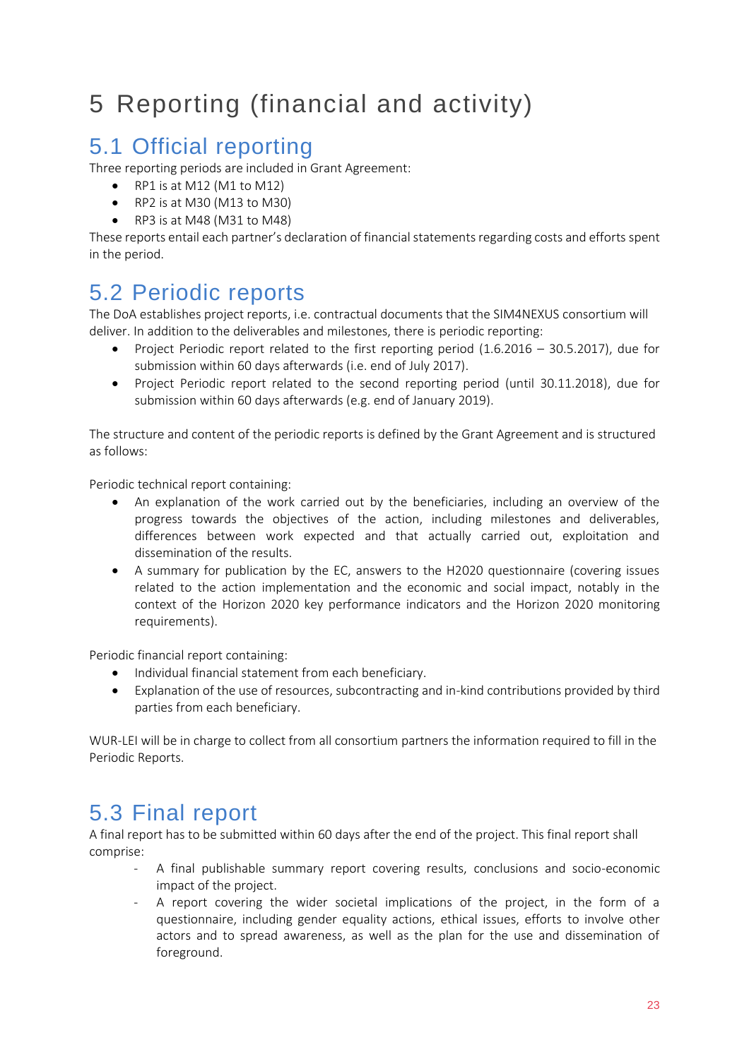# 5 Reporting (financial and activity)

## 5.1 Official reporting

Three reporting periods are included in Grant Agreement:

- RP1 is at M12 (M1 to M12)
- RP2 is at M30 (M13 to M30)
- RP3 is at M48 (M31 to M48)

These reports entail each partner's declaration of financial statements regarding costs and efforts spent in the period.

## 5.2 Periodic reports

The DoA establishes project reports, i.e. contractual documents that the SIM4NEXUS consortium will deliver. In addition to the deliverables and milestones, there is periodic reporting:

- Project Periodic report related to the first reporting period (1.6.2016 – 30.5.2017), due for submission within 60 days afterwards (i.e. end of July 2017).
- Project Periodic report related to the second reporting period (until 30.11.2018), due for submission within 60 days afterwards (e.g. end of January 2019).

The structure and content of the periodic reports is defined by the Grant Agreement and is structured as follows:

Periodic technical report containing:

- An explanation of the work carried out by the beneficiaries, including an overview of the progress towards the objectives of the action, including milestones and deliverables, differences between work expected and that actually carried out, exploitation and dissemination of the results.
- A summary for publication by the EC, answers to the H2020 questionnaire (covering issues related to the action implementation and the economic and social impact, notably in the context of the Horizon 2020 key performance indicators and the Horizon 2020 monitoring requirements).

Periodic financial report containing:

- Individual financial statement from each beneficiary.
- Explanation of the use of resources, subcontracting and in-kind contributions provided by third parties from each beneficiary.

WUR-LEI will be in charge to collect from all consortium partners the information required to fill in the Periodic Reports.

## 5.3 Final report

A final report has to be submitted within 60 days after the end of the project. This final report shall comprise:

- A final publishable summary report covering results, conclusions and socio-economic impact of the project.
- A report covering the wider societal implications of the project, in the form of a questionnaire, including gender equality actions, ethical issues, efforts to involve other actors and to spread awareness, as well as the plan for the use and dissemination of foreground.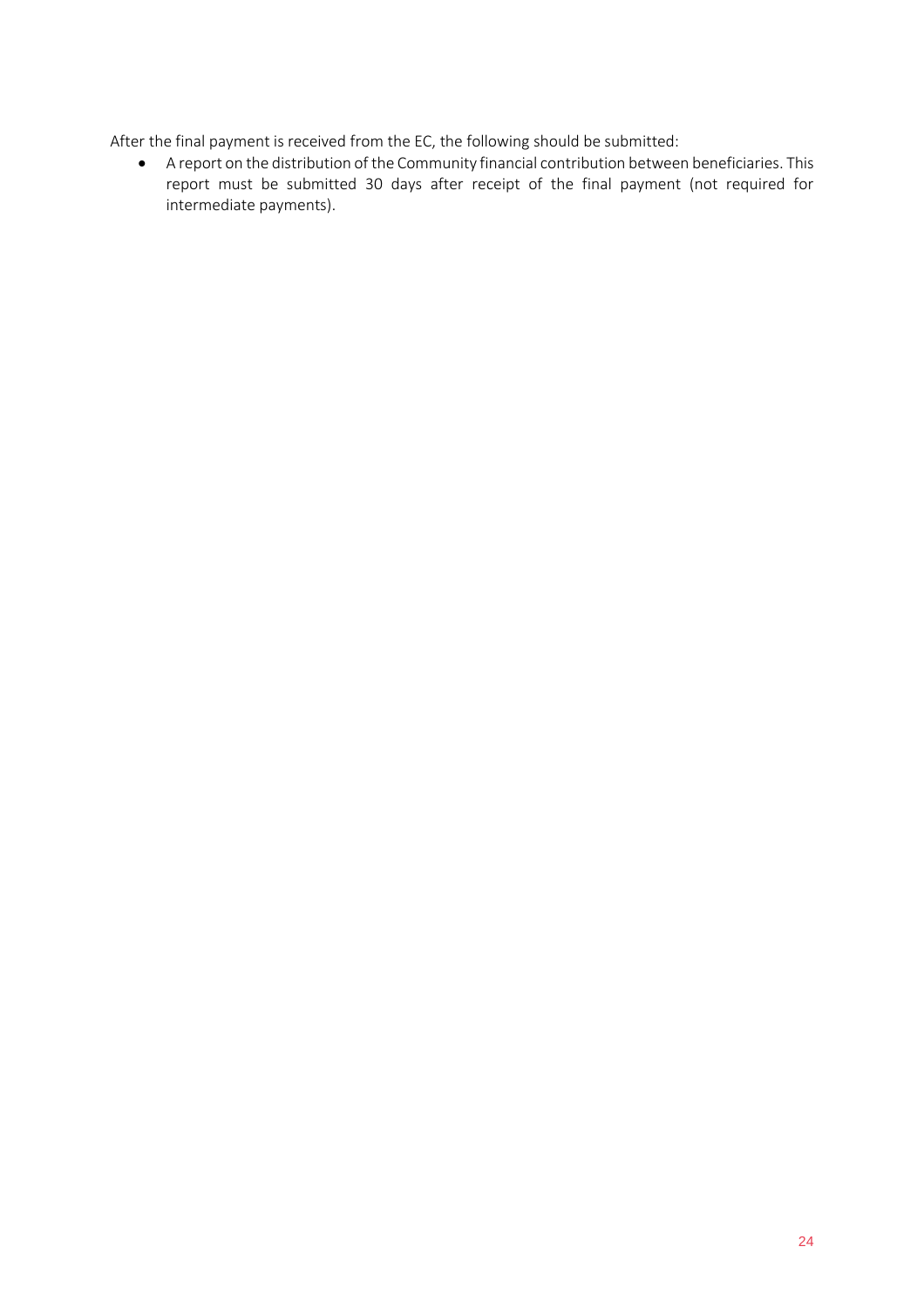After the final payment is received from the EC, the following should be submitted:

- A report on the distribution of the Community financial contribution between beneficiaries. This report must be submitted 30 days after receipt of the final payment (not required for intermediate payments).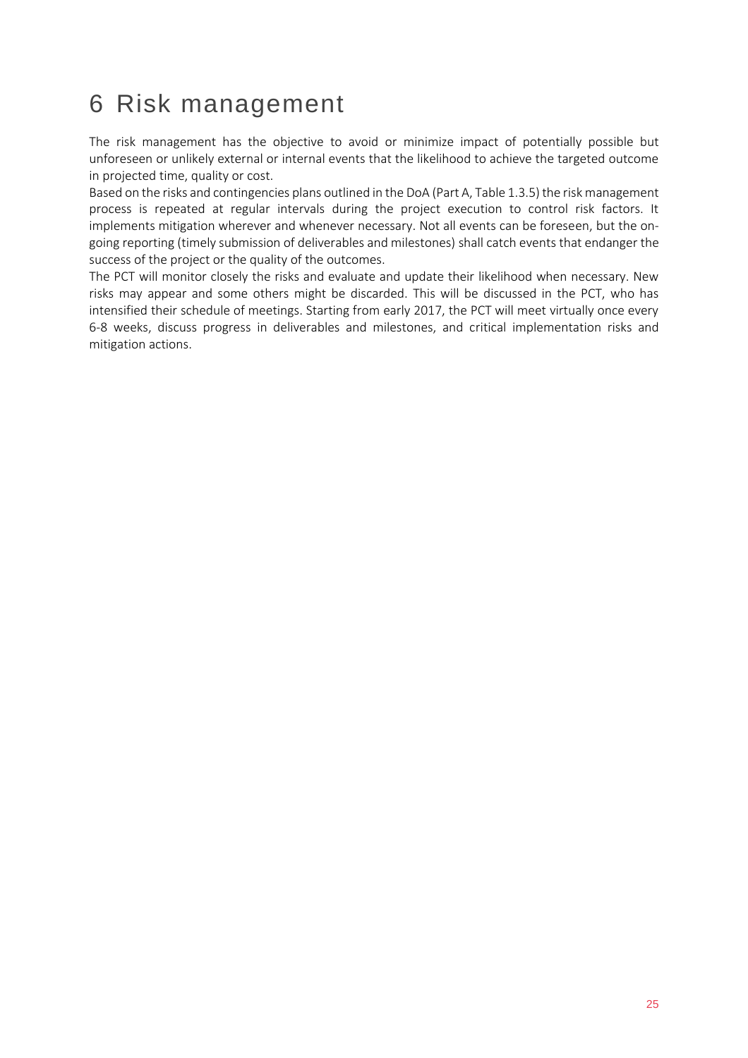# 6 Risk management

The risk management has the objective to avoid or minimize impact of potentially possible but unforeseen or unlikely external or internal events that the likelihood to achieve the targeted outcome in projected time, quality or cost.

Based on the risks and contingencies plans outlined in the DoA (Part A, Table 1.3.5) the risk management process is repeated at regular intervals during the project execution to control risk factors. It implements mitigation wherever and whenever necessary. Not all events can be foreseen, but the on-going reporting (timely submission of deliverables and milestones) shall catch events that endanger the success of the project or the quality of the outcomes.

The PCT will monitor closely the risks and evaluate and update their likelihood when necessary. New risks may appear and some others might be discarded. This will be discussed in the PCT, who has intensified their schedule of meetings. Starting from early 2017, the PCT will meet virtually once every 6-8 weeks, discuss progress in deliverables and milestones, and critical implementation risks and mitigation actions.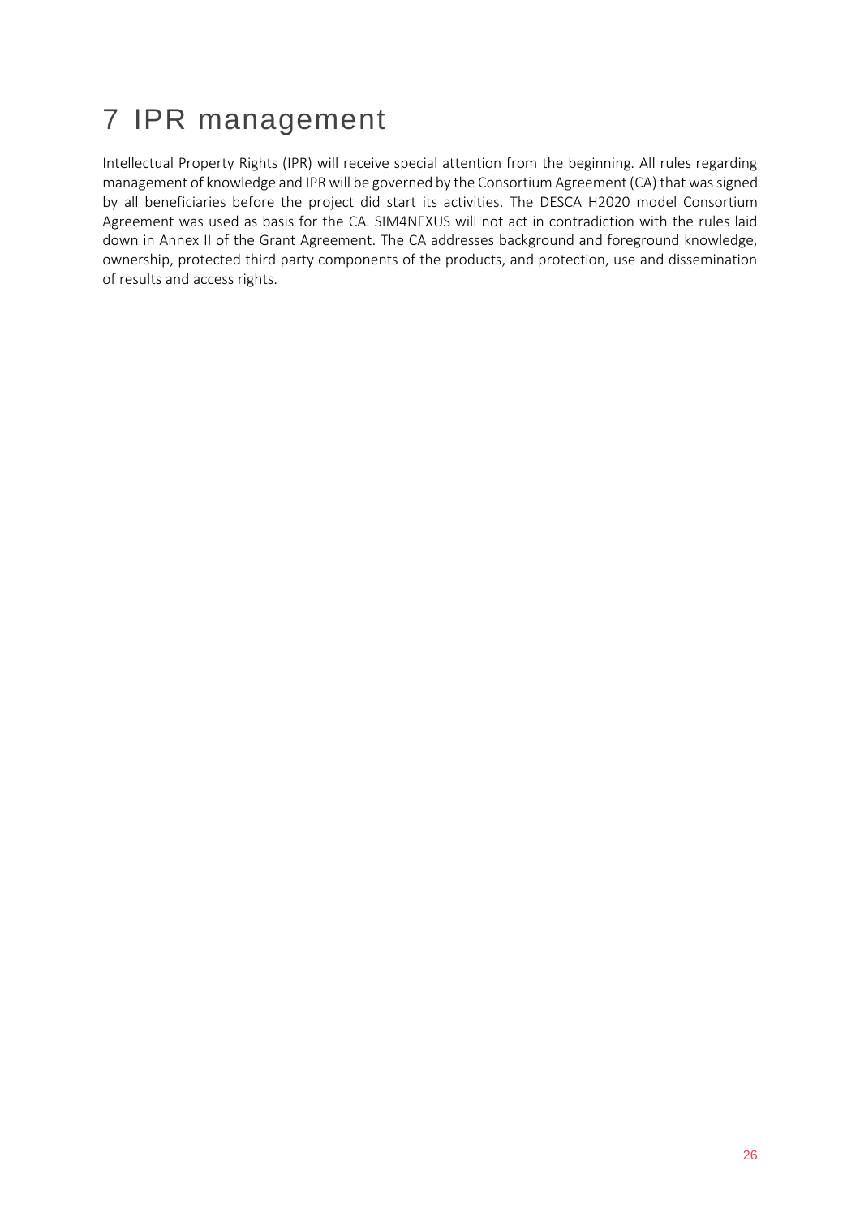# 7 IPR management

Intellectual Property Rights (IPR) will receive special attention from the beginning. All rules regarding management of knowledge and IPR will be governed by the Consortium Agreement (CA) that was signed by all beneficiaries before the project did start its activities. The DESCA H2020 model Consortium Agreement was used as basis for the CA. SIM4NEXUS will not act in contradiction with the rules laid down in Annex II of the Grant Agreement. The CA addresses background and foreground knowledge, ownership, protected third party components of the products, and protection, use and dissemination of results and access rights.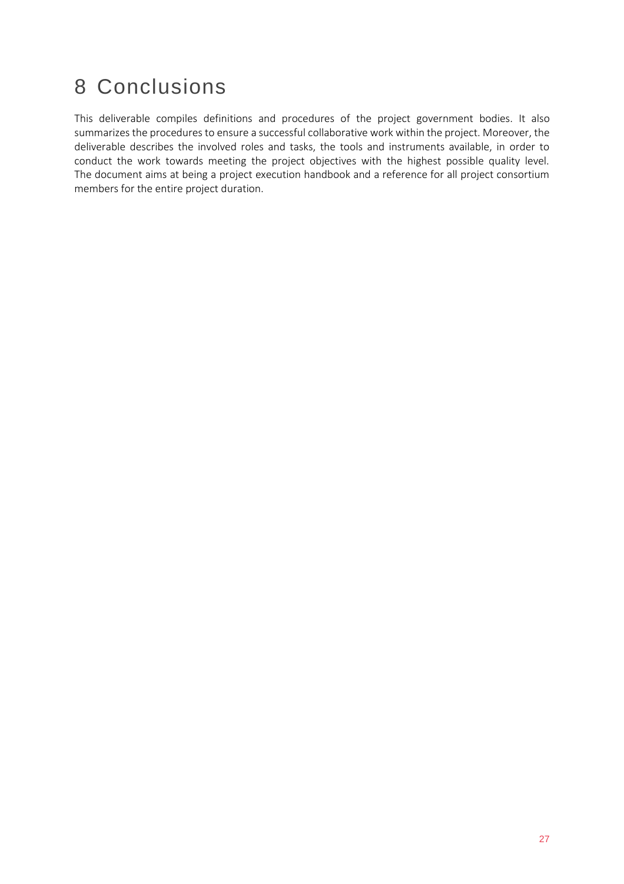# 8 Conclusions

This deliverable compiles definitions and procedures of the project government bodies. It also summarizes the procedures to ensure a successful collaborative work within the project. Moreover, the deliverable describes the involved roles and tasks, the tools and instruments available, in order to conduct the work towards meeting the project objectives with the highest possible quality level. The document aims at being a project execution handbook and a reference for all project consortium members for the entire project duration.